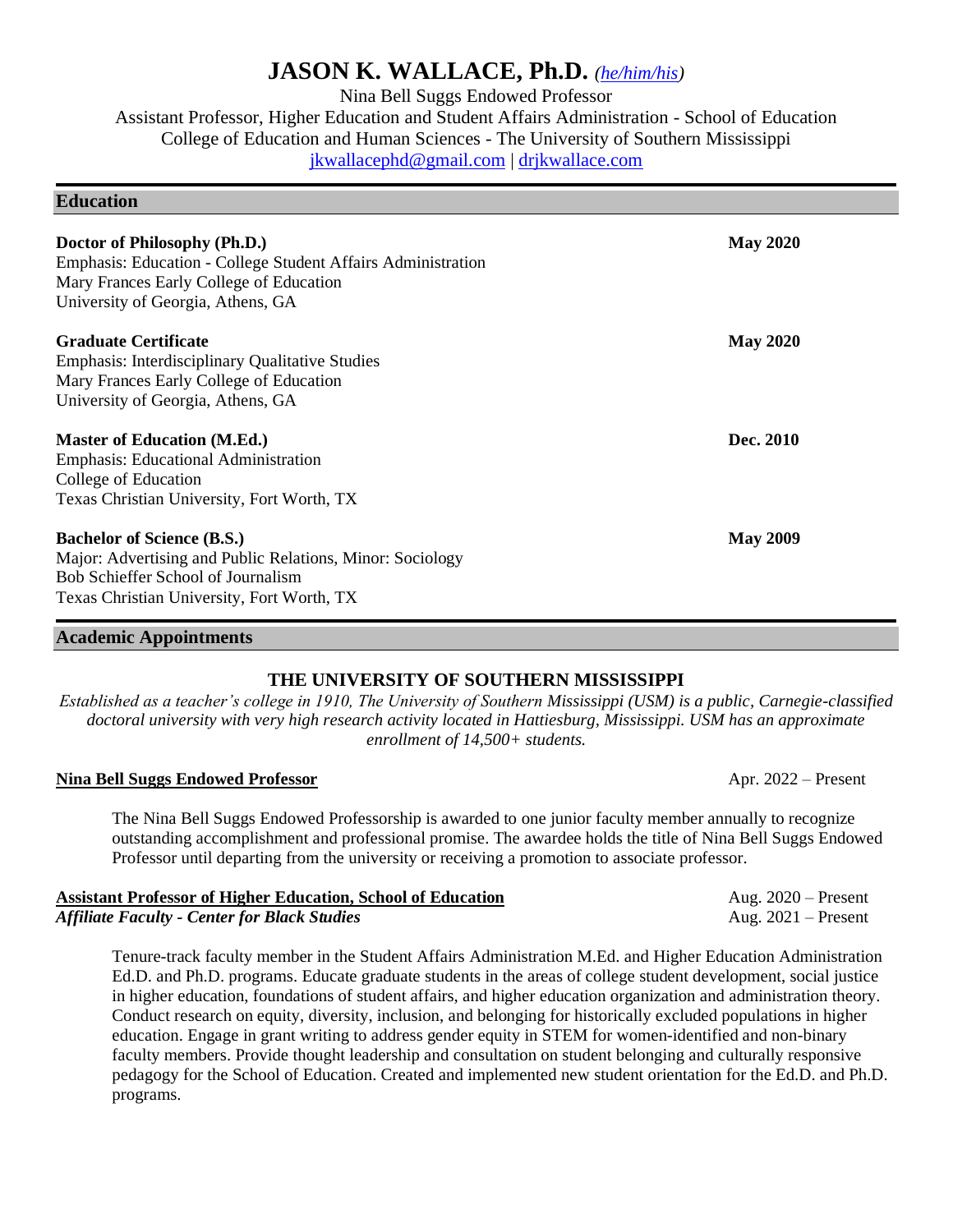# JASON K. WALLACE, Ph.D. *(he/him/his)*

Nina Bell Suggs Endowed Professor
Assistant Professor, Higher Education and Student Affairs Administration - School of Education
College of Education and Human Sciences - The University of Southern Mississippi
jkwallacephd@gmail.com | drjkwallace.com

## Education

**Doctor of Philosophy (Ph.D.)** — **May 2020**
Emphasis: Education - College Student Affairs Administration
Mary Frances Early College of Education
University of Georgia, Athens, GA

**Graduate Certificate** — **May 2020**
Emphasis: Interdisciplinary Qualitative Studies
Mary Frances Early College of Education
University of Georgia, Athens, GA

**Master of Education (M.Ed.)** — **Dec. 2010**
Emphasis: Educational Administration
College of Education
Texas Christian University, Fort Worth, TX

**Bachelor of Science (B.S.)** — **May 2009**
Major: Advertising and Public Relations, Minor: Sociology
Bob Schieffer School of Journalism
Texas Christian University, Fort Worth, TX

## Academic Appointments

### THE UNIVERSITY OF SOUTHERN MISSISSIPPI

*Established as a teacher's college in 1910, The University of Southern Mississippi (USM) is a public, Carnegie-classified doctoral university with very high research activity located in Hattiesburg, Mississippi. USM has an approximate enrollment of 14,500+ students.*

**Nina Bell Suggs Endowed Professor** — Apr. 2022 – Present

The Nina Bell Suggs Endowed Professorship is awarded to one junior faculty member annually to recognize outstanding accomplishment and professional promise. The awardee holds the title of Nina Bell Suggs Endowed Professor until departing from the university or receiving a promotion to associate professor.

**Assistant Professor of Higher Education, School of Education** — Aug. 2020 – Present
***Affiliate Faculty - Center for Black Studies*** — Aug. 2021 – Present

Tenure-track faculty member in the Student Affairs Administration M.Ed. and Higher Education Administration Ed.D. and Ph.D. programs. Educate graduate students in the areas of college student development, social justice in higher education, foundations of student affairs, and higher education organization and administration theory. Conduct research on equity, diversity, inclusion, and belonging for historically excluded populations in higher education. Engage in grant writing to address gender equity in STEM for women-identified and non-binary faculty members. Provide thought leadership and consultation on student belonging and culturally responsive pedagogy for the School of Education. Created and implemented new student orientation for the Ed.D. and Ph.D. programs.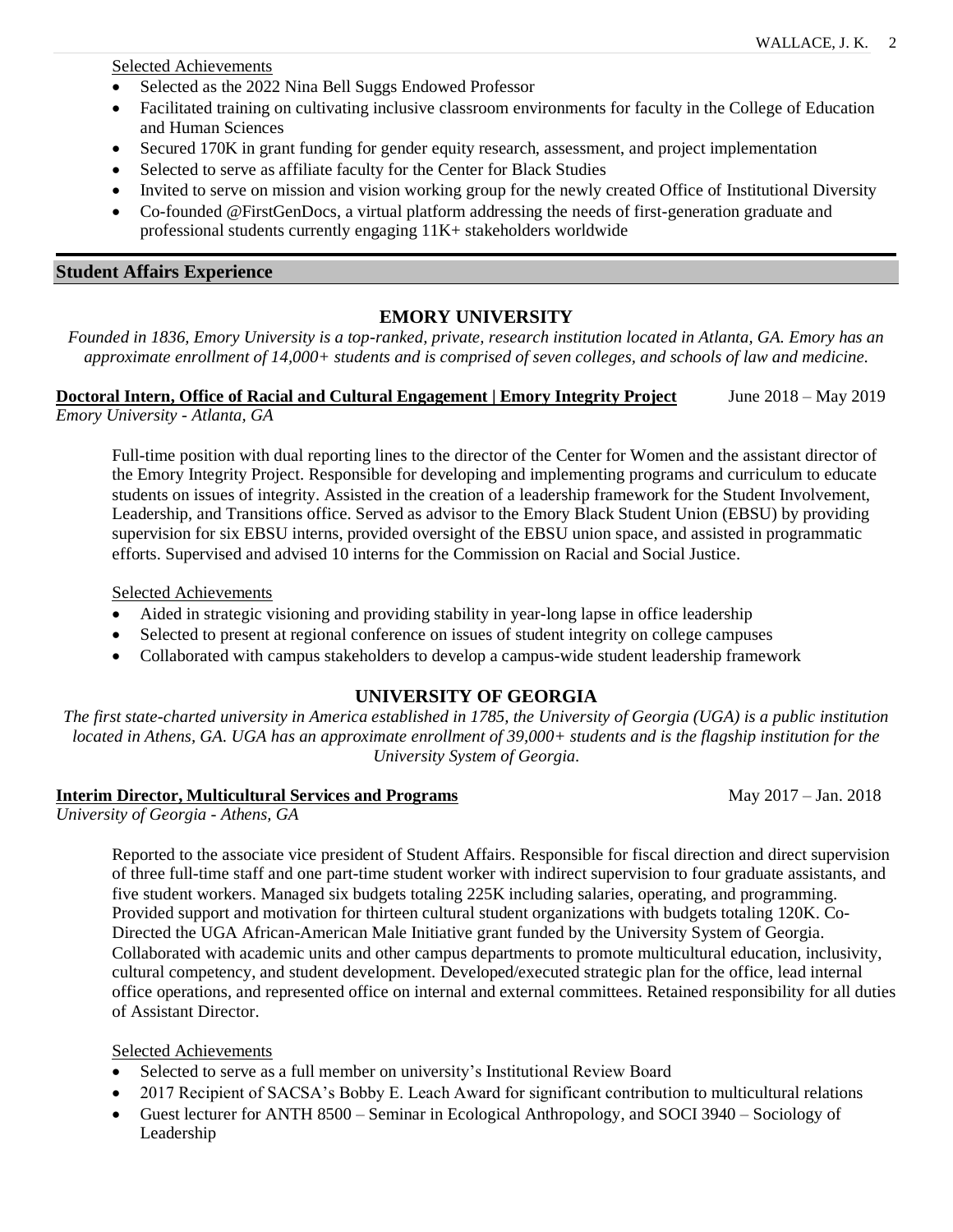Selected Achievements

- Selected as the 2022 Nina Bell Suggs Endowed Professor
- Facilitated training on cultivating inclusive classroom environments for faculty in the College of Education and Human Sciences
- Secured 170K in grant funding for gender equity research, assessment, and project implementation
- Selected to serve as affiliate faculty for the Center for Black Studies
- Invited to serve on mission and vision working group for the newly created Office of Institutional Diversity
- Co-founded @FirstGenDocs, a virtual platform addressing the needs of first-generation graduate and professional students currently engaging 11K+ stakeholders worldwide

## Student Affairs Experience

### EMORY UNIVERSITY

*Founded in 1836, Emory University is a top-ranked, private, research institution located in Atlanta, GA. Emory has an approximate enrollment of 14,000+ students and is comprised of seven colleges, and schools of law and medicine.*

**Doctoral Intern, Office of Racial and Cultural Engagement | Emory Integrity Project** June 2018 – May 2019
*Emory University - Atlanta, GA*

Full-time position with dual reporting lines to the director of the Center for Women and the assistant director of the Emory Integrity Project. Responsible for developing and implementing programs and curriculum to educate students on issues of integrity. Assisted in the creation of a leadership framework for the Student Involvement, Leadership, and Transitions office. Served as advisor to the Emory Black Student Union (EBSU) by providing supervision for six EBSU interns, provided oversight of the EBSU union space, and assisted in programmatic efforts. Supervised and advised 10 interns for the Commission on Racial and Social Justice.

Selected Achievements

- Aided in strategic visioning and providing stability in year-long lapse in office leadership
- Selected to present at regional conference on issues of student integrity on college campuses
- Collaborated with campus stakeholders to develop a campus-wide student leadership framework

### UNIVERSITY OF GEORGIA

*The first state-charted university in America established in 1785, the University of Georgia (UGA) is a public institution located in Athens, GA. UGA has an approximate enrollment of 39,000+ students and is the flagship institution for the University System of Georgia.*

**Interim Director, Multicultural Services and Programs** May 2017 – Jan. 2018
*University of Georgia - Athens, GA*

Reported to the associate vice president of Student Affairs. Responsible for fiscal direction and direct supervision of three full-time staff and one part-time student worker with indirect supervision to four graduate assistants, and five student workers. Managed six budgets totaling 225K including salaries, operating, and programming. Provided support and motivation for thirteen cultural student organizations with budgets totaling 120K. Co-Directed the UGA African-American Male Initiative grant funded by the University System of Georgia. Collaborated with academic units and other campus departments to promote multicultural education, inclusivity, cultural competency, and student development. Developed/executed strategic plan for the office, lead internal office operations, and represented office on internal and external committees. Retained responsibility for all duties of Assistant Director.

Selected Achievements

- Selected to serve as a full member on university's Institutional Review Board
- 2017 Recipient of SACSA's Bobby E. Leach Award for significant contribution to multicultural relations
- Guest lecturer for ANTH 8500 – Seminar in Ecological Anthropology, and SOCI 3940 – Sociology of Leadership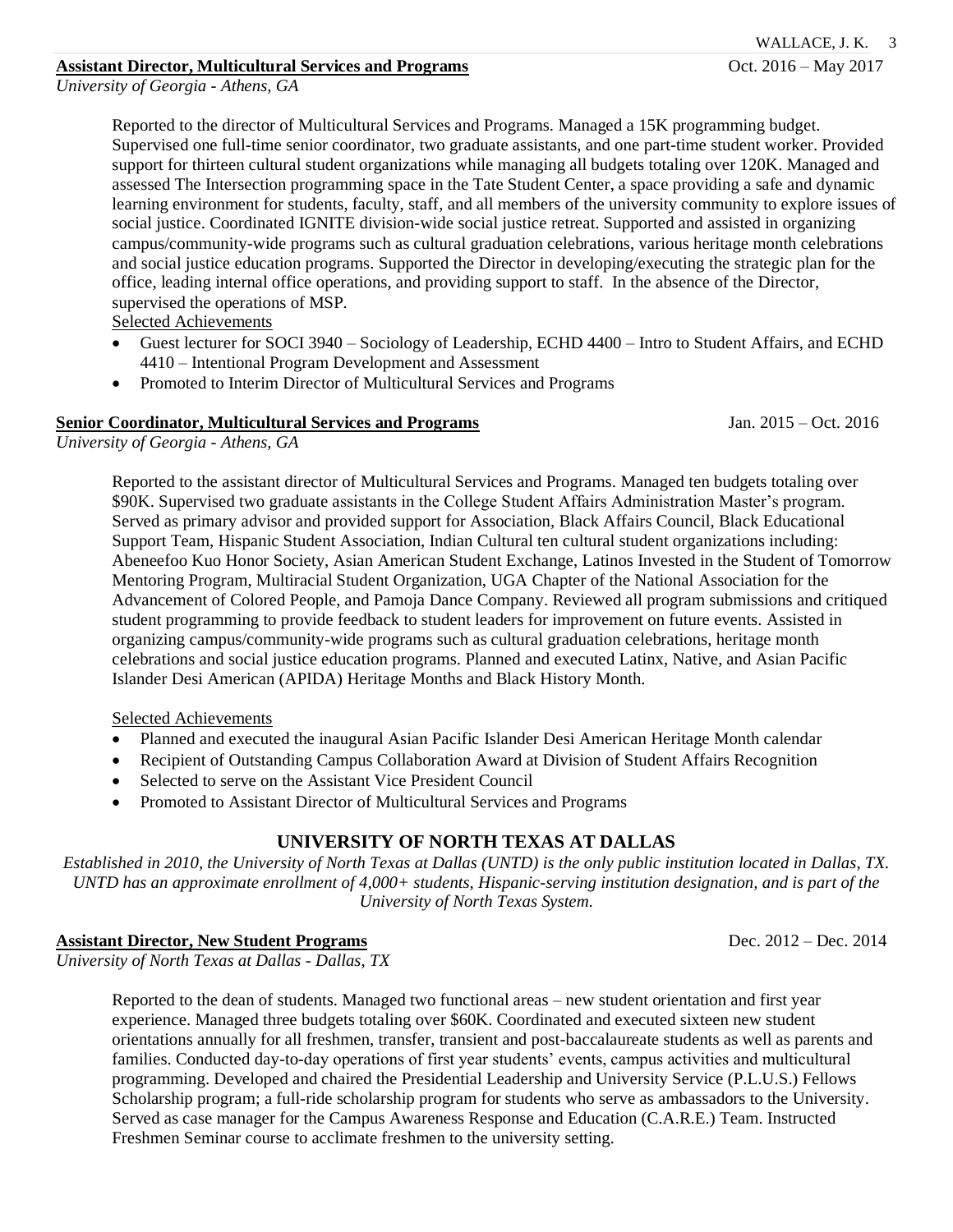**Assistant Director, Multicultural Services and Programs** Oct. 2016 – May 2017

*University of Georgia - Athens, GA*

Reported to the director of Multicultural Services and Programs. Managed a 15K programming budget. Supervised one full-time senior coordinator, two graduate assistants, and one part-time student worker. Provided support for thirteen cultural student organizations while managing all budgets totaling over 120K. Managed and assessed The Intersection programming space in the Tate Student Center, a space providing a safe and dynamic learning environment for students, faculty, staff, and all members of the university community to explore issues of social justice. Coordinated IGNITE division-wide social justice retreat. Supported and assisted in organizing campus/community-wide programs such as cultural graduation celebrations, various heritage month celebrations and social justice education programs. Supported the Director in developing/executing the strategic plan for the office, leading internal office operations, and providing support to staff. In the absence of the Director, supervised the operations of MSP.

Selected Achievements

- Guest lecturer for SOCI 3940 – Sociology of Leadership, ECHD 4400 – Intro to Student Affairs, and ECHD 4410 – Intentional Program Development and Assessment
- Promoted to Interim Director of Multicultural Services and Programs

**Senior Coordinator, Multicultural Services and Programs** Jan. 2015 – Oct. 2016

*University of Georgia - Athens, GA*

Reported to the assistant director of Multicultural Services and Programs. Managed ten budgets totaling over $90K. Supervised two graduate assistants in the College Student Affairs Administration Master's program. Served as primary advisor and provided support for Association, Black Affairs Council, Black Educational Support Team, Hispanic Student Association, Indian Cultural ten cultural student organizations including: Abeneefoo Kuo Honor Society, Asian American Student Exchange, Latinos Invested in the Student of Tomorrow Mentoring Program, Multiracial Student Organization, UGA Chapter of the National Association for the Advancement of Colored People, and Pamoja Dance Company. Reviewed all program submissions and critiqued student programming to provide feedback to student leaders for improvement on future events. Assisted in organizing campus/community-wide programs such as cultural graduation celebrations, heritage month celebrations and social justice education programs. Planned and executed Latinx, Native, and Asian Pacific Islander Desi American (APIDA) Heritage Months and Black History Month.

Selected Achievements

- Planned and executed the inaugural Asian Pacific Islander Desi American Heritage Month calendar
- Recipient of Outstanding Campus Collaboration Award at Division of Student Affairs Recognition
- Selected to serve on the Assistant Vice President Council
- Promoted to Assistant Director of Multicultural Services and Programs

## UNIVERSITY OF NORTH TEXAS AT DALLAS

*Established in 2010, the University of North Texas at Dallas (UNTD) is the only public institution located in Dallas, TX. UNTD has an approximate enrollment of 4,000+ students, Hispanic-serving institution designation, and is part of the University of North Texas System.*

**Assistant Director, New Student Programs** Dec. 2012 – Dec. 2014

*University of North Texas at Dallas - Dallas, TX*

Reported to the dean of students. Managed two functional areas – new student orientation and first year experience. Managed three budgets totaling over $60K. Coordinated and executed sixteen new student orientations annually for all freshmen, transfer, transient and post-baccalaureate students as well as parents and families. Conducted day-to-day operations of first year students' events, campus activities and multicultural programming. Developed and chaired the Presidential Leadership and University Service (P.L.U.S.) Fellows Scholarship program; a full-ride scholarship program for students who serve as ambassadors to the University. Served as case manager for the Campus Awareness Response and Education (C.A.R.E.) Team. Instructed Freshmen Seminar course to acclimate freshmen to the university setting.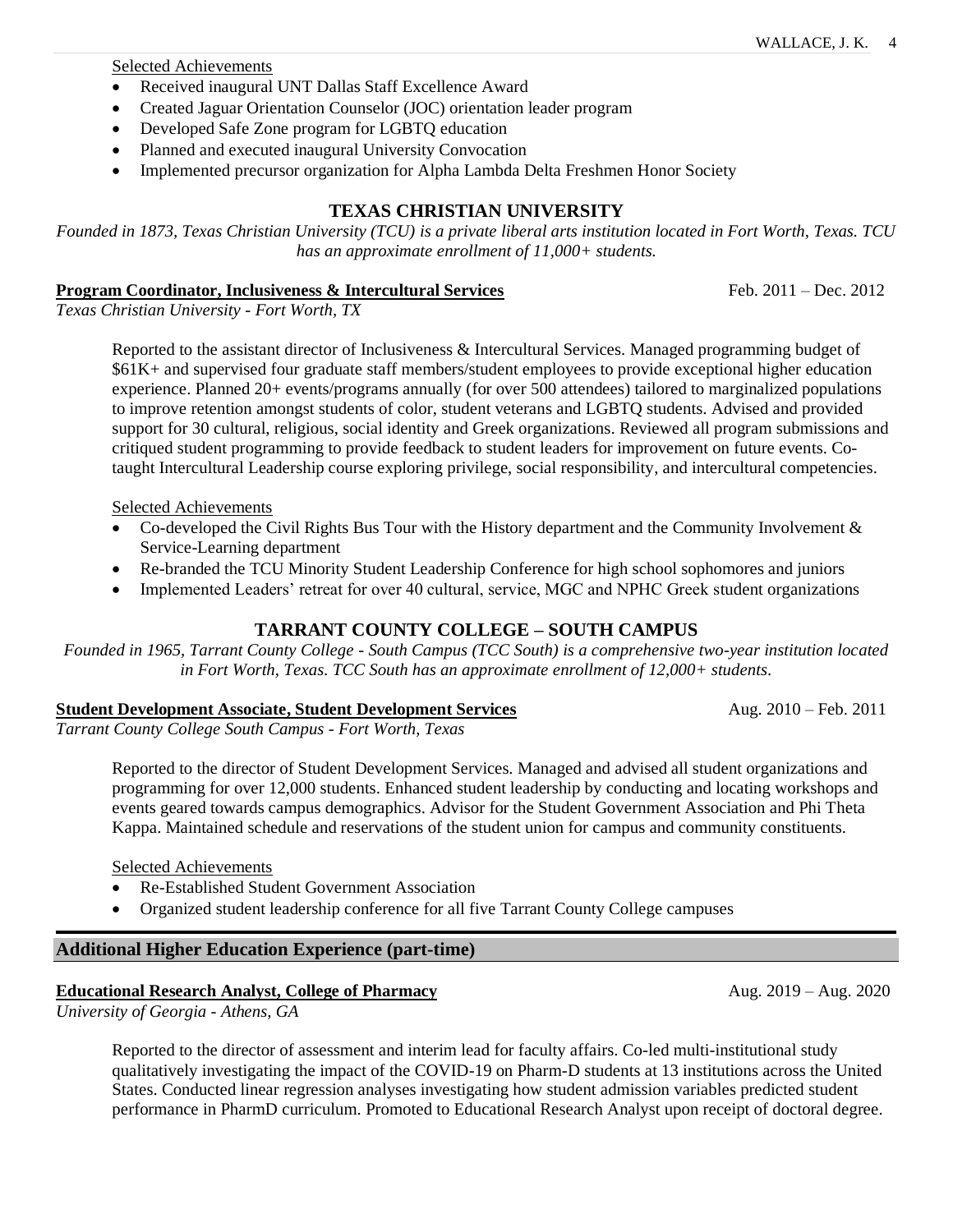Selected Achievements

- Received inaugural UNT Dallas Staff Excellence Award
- Created Jaguar Orientation Counselor (JOC) orientation leader program
- Developed Safe Zone program for LGBTQ education
- Planned and executed inaugural University Convocation
- Implemented precursor organization for Alpha Lambda Delta Freshmen Honor Society

## TEXAS CHRISTIAN UNIVERSITY

*Founded in 1873, Texas Christian University (TCU) is a private liberal arts institution located in Fort Worth, Texas. TCU has an approximate enrollment of 11,000+ students.*

**Program Coordinator, Inclusiveness & Intercultural Services** Feb. 2011 – Dec. 2012
*Texas Christian University - Fort Worth, TX*

Reported to the assistant director of Inclusiveness & Intercultural Services. Managed programming budget of $61K+ and supervised four graduate staff members/student employees to provide exceptional higher education experience. Planned 20+ events/programs annually (for over 500 attendees) tailored to marginalized populations to improve retention amongst students of color, student veterans and LGBTQ students. Advised and provided support for 30 cultural, religious, social identity and Greek organizations. Reviewed all program submissions and critiqued student programming to provide feedback to student leaders for improvement on future events. Co-taught Intercultural Leadership course exploring privilege, social responsibility, and intercultural competencies.

Selected Achievements

- Co-developed the Civil Rights Bus Tour with the History department and the Community Involvement & Service-Learning department
- Re-branded the TCU Minority Student Leadership Conference for high school sophomores and juniors
- Implemented Leaders' retreat for over 40 cultural, service, MGC and NPHC Greek student organizations

## TARRANT COUNTY COLLEGE – SOUTH CAMPUS

*Founded in 1965, Tarrant County College - South Campus (TCC South) is a comprehensive two-year institution located in Fort Worth, Texas. TCC South has an approximate enrollment of 12,000+ students.*

**Student Development Associate, Student Development Services** Aug. 2010 – Feb. 2011
*Tarrant County College South Campus - Fort Worth, Texas*

Reported to the director of Student Development Services. Managed and advised all student organizations and programming for over 12,000 students. Enhanced student leadership by conducting and locating workshops and events geared towards campus demographics. Advisor for the Student Government Association and Phi Theta Kappa. Maintained schedule and reservations of the student union for campus and community constituents.

Selected Achievements

- Re-Established Student Government Association
- Organized student leadership conference for all five Tarrant County College campuses

## Additional Higher Education Experience (part-time)

**Educational Research Analyst, College of Pharmacy** Aug. 2019 – Aug. 2020
*University of Georgia - Athens, GA*

Reported to the director of assessment and interim lead for faculty affairs. Co-led multi-institutional study qualitatively investigating the impact of the COVID-19 on Pharm-D students at 13 institutions across the United States. Conducted linear regression analyses investigating how student admission variables predicted student performance in PharmD curriculum. Promoted to Educational Research Analyst upon receipt of doctoral degree.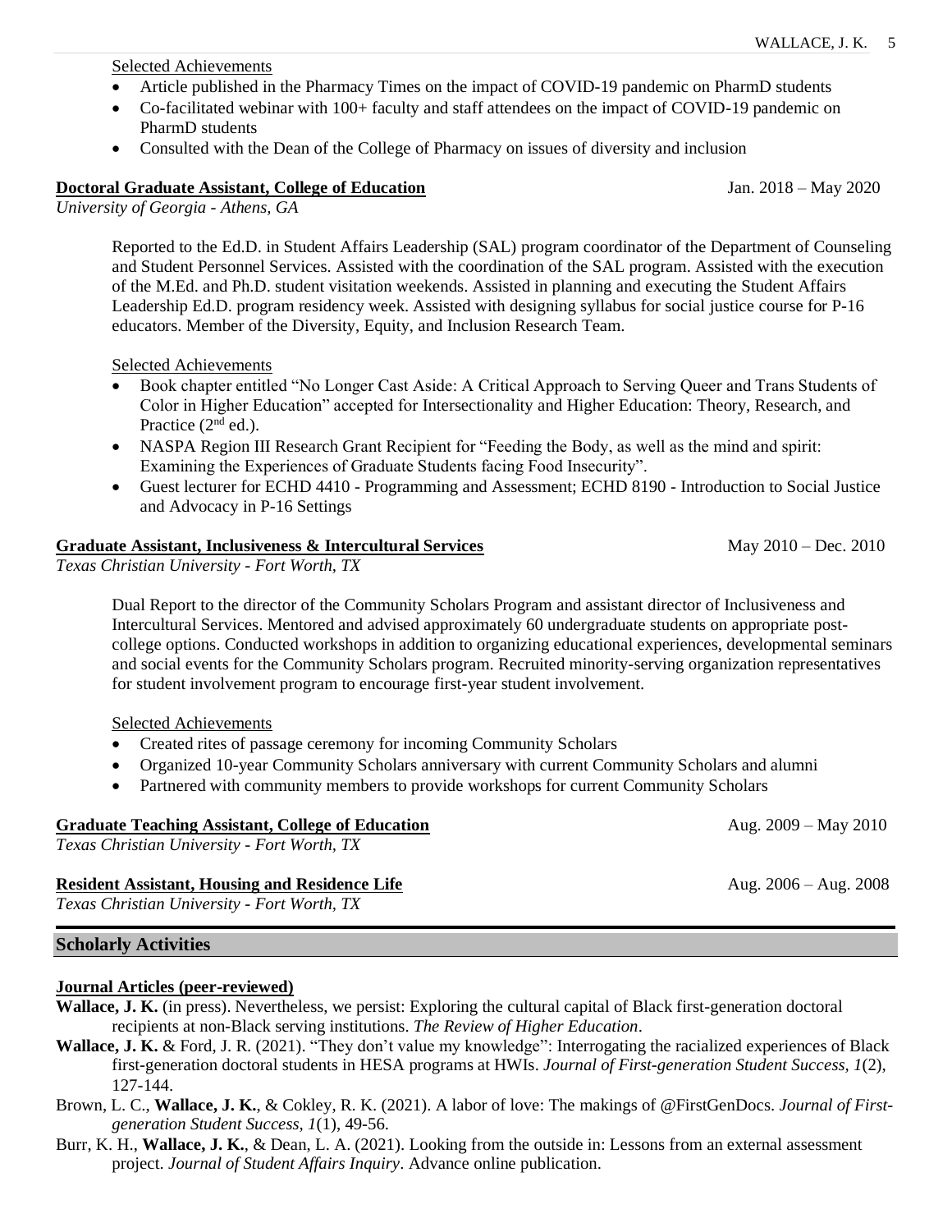Selected Achievements

- Article published in the Pharmacy Times on the impact of COVID-19 pandemic on PharmD students
- Co-facilitated webinar with 100+ faculty and staff attendees on the impact of COVID-19 pandemic on PharmD students
- Consulted with the Dean of the College of Pharmacy on issues of diversity and inclusion

**Doctoral Graduate Assistant, College of Education** Jan. 2018 – May 2020
*University of Georgia - Athens, GA*

Reported to the Ed.D. in Student Affairs Leadership (SAL) program coordinator of the Department of Counseling and Student Personnel Services. Assisted with the coordination of the SAL program. Assisted with the execution of the M.Ed. and Ph.D. student visitation weekends. Assisted in planning and executing the Student Affairs Leadership Ed.D. program residency week. Assisted with designing syllabus for social justice course for P-16 educators. Member of the Diversity, Equity, and Inclusion Research Team.

Selected Achievements

- Book chapter entitled "No Longer Cast Aside: A Critical Approach to Serving Queer and Trans Students of Color in Higher Education" accepted for Intersectionality and Higher Education: Theory, Research, and Practice (2nd ed.).
- NASPA Region III Research Grant Recipient for "Feeding the Body, as well as the mind and spirit: Examining the Experiences of Graduate Students facing Food Insecurity".
- Guest lecturer for ECHD 4410 - Programming and Assessment; ECHD 8190 - Introduction to Social Justice and Advocacy in P-16 Settings

**Graduate Assistant, Inclusiveness & Intercultural Services** May 2010 – Dec. 2010
*Texas Christian University - Fort Worth, TX*

Dual Report to the director of the Community Scholars Program and assistant director of Inclusiveness and Intercultural Services. Mentored and advised approximately 60 undergraduate students on appropriate post-college options. Conducted workshops in addition to organizing educational experiences, developmental seminars and social events for the Community Scholars program. Recruited minority-serving organization representatives for student involvement program to encourage first-year student involvement.

Selected Achievements

- Created rites of passage ceremony for incoming Community Scholars
- Organized 10-year Community Scholars anniversary with current Community Scholars and alumni
- Partnered with community members to provide workshops for current Community Scholars

**Graduate Teaching Assistant, College of Education** Aug. 2009 – May 2010
*Texas Christian University - Fort Worth, TX*

**Resident Assistant, Housing and Residence Life** Aug. 2006 – Aug. 2008
*Texas Christian University - Fort Worth, TX*

## Scholarly Activities

**Journal Articles (peer-reviewed)**

**Wallace, J. K.** (in press). Nevertheless, we persist: Exploring the cultural capital of Black first-generation doctoral recipients at non-Black serving institutions. *The Review of Higher Education*.

**Wallace, J. K.** & Ford, J. R. (2021). "They don't value my knowledge": Interrogating the racialized experiences of Black first-generation doctoral students in HESA programs at HWIs. *Journal of First-generation Student Success, 1*(2), 127-144.

Brown, L. C., **Wallace, J. K.**, & Cokley, R. K. (2021). A labor of love: The makings of @FirstGenDocs. *Journal of First-generation Student Success, 1*(1), 49-56.

Burr, K. H., **Wallace, J. K.**, & Dean, L. A. (2021). Looking from the outside in: Lessons from an external assessment project. *Journal of Student Affairs Inquiry*. Advance online publication.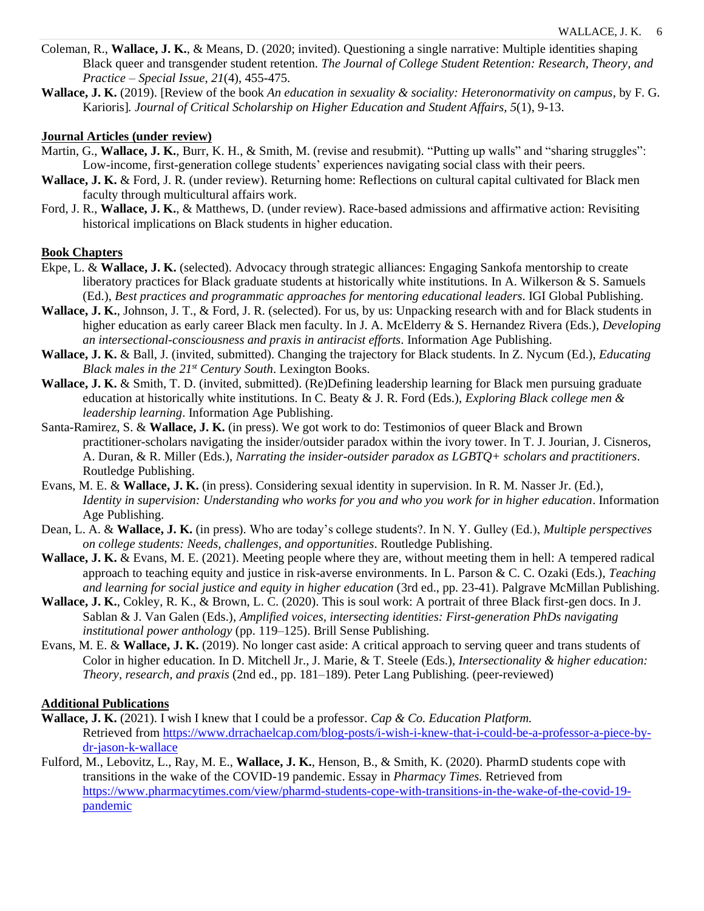Coleman, R., **Wallace, J. K.**, & Means, D. (2020; invited). Questioning a single narrative: Multiple identities shaping Black queer and transgender student retention. *The Journal of College Student Retention: Research, Theory, and Practice – Special Issue*, *21*(4), 455-475.

**Wallace, J. K.** (2019). [Review of the book *An education in sexuality & sociality: Heteronormativity on campus*, by F. G. Karioris]*. Journal of Critical Scholarship on Higher Education and Student Affairs, 5*(1), 9-13.

**Journal Articles (under review)**

Martin, G., **Wallace, J. K.**, Burr, K. H., & Smith, M. (revise and resubmit). "Putting up walls" and "sharing struggles": Low-income, first-generation college students' experiences navigating social class with their peers.

**Wallace, J. K.** & Ford, J. R. (under review). Returning home: Reflections on cultural capital cultivated for Black men faculty through multicultural affairs work.

Ford, J. R., **Wallace, J. K.**, & Matthews, D. (under review). Race-based admissions and affirmative action: Revisiting historical implications on Black students in higher education.

**Book Chapters**

Ekpe, L. & **Wallace, J. K.** (selected). Advocacy through strategic alliances: Engaging Sankofa mentorship to create liberatory practices for Black graduate students at historically white institutions. In A. Wilkerson & S. Samuels (Ed.), *Best practices and programmatic approaches for mentoring educational leaders*. IGI Global Publishing.

**Wallace, J. K.**, Johnson, J. T., & Ford, J. R. (selected). For us, by us: Unpacking research with and for Black students in higher education as early career Black men faculty. In J. A. McElderry & S. Hernandez Rivera (Eds.), *Developing an intersectional-consciousness and praxis in antiracist efforts*. Information Age Publishing.

**Wallace, J. K.** & Ball, J. (invited, submitted). Changing the trajectory for Black students. In Z. Nycum (Ed.), *Educating Black males in the 21st Century South*. Lexington Books.

**Wallace, J. K.** & Smith, T. D. (invited, submitted). (Re)Defining leadership learning for Black men pursuing graduate education at historically white institutions. In C. Beaty & J. R. Ford (Eds.), *Exploring Black college men & leadership learning*. Information Age Publishing.

Santa-Ramirez, S. & **Wallace, J. K.** (in press). We got work to do: Testimonios of queer Black and Brown practitioner-scholars navigating the insider/outsider paradox within the ivory tower. In T. J. Jourian, J. Cisneros, A. Duran, & R. Miller (Eds.), *Narrating the insider-outsider paradox as LGBTQ+ scholars and practitioners*. Routledge Publishing.

Evans, M. E. & **Wallace, J. K.** (in press). Considering sexual identity in supervision. In R. M. Nasser Jr. (Ed.), *Identity in supervision: Understanding who works for you and who you work for in higher education*. Information Age Publishing.

Dean, L. A. & **Wallace, J. K.** (in press). Who are today's college students?. In N. Y. Gulley (Ed.), *Multiple perspectives on college students: Needs, challenges, and opportunities*. Routledge Publishing.

**Wallace, J. K.** & Evans, M. E. (2021). Meeting people where they are, without meeting them in hell: A tempered radical approach to teaching equity and justice in risk-averse environments. In L. Parson & C. C. Ozaki (Eds.), *Teaching and learning for social justice and equity in higher education* (3rd ed., pp. 23-41). Palgrave McMillan Publishing.

**Wallace, J. K.**, Cokley, R. K., & Brown, L. C. (2020). This is soul work: A portrait of three Black first-gen docs. In J. Sablan & J. Van Galen (Eds.), *Amplified voices, intersecting identities: First-generation PhDs navigating institutional power anthology* (pp. 119–125). Brill Sense Publishing.

Evans, M. E. & **Wallace, J. K.** (2019). No longer cast aside: A critical approach to serving queer and trans students of Color in higher education. In D. Mitchell Jr., J. Marie, & T. Steele (Eds.), *Intersectionality & higher education: Theory, research, and praxis* (2nd ed., pp. 181–189). Peter Lang Publishing. (peer-reviewed)

**Additional Publications**

**Wallace, J. K.** (2021). I wish I knew that I could be a professor. *Cap & Co. Education Platform.* Retrieved from https://www.drrachaelcap.com/blog-posts/i-wish-i-knew-that-i-could-be-a-professor-a-piece-by-dr-jason-k-wallace

Fulford, M., Lebovitz, L., Ray, M. E., **Wallace, J. K.**, Henson, B., & Smith, K. (2020). PharmD students cope with transitions in the wake of the COVID-19 pandemic. Essay in *Pharmacy Times.* Retrieved from https://www.pharmacytimes.com/view/pharmd-students-cope-with-transitions-in-the-wake-of-the-covid-19-pandemic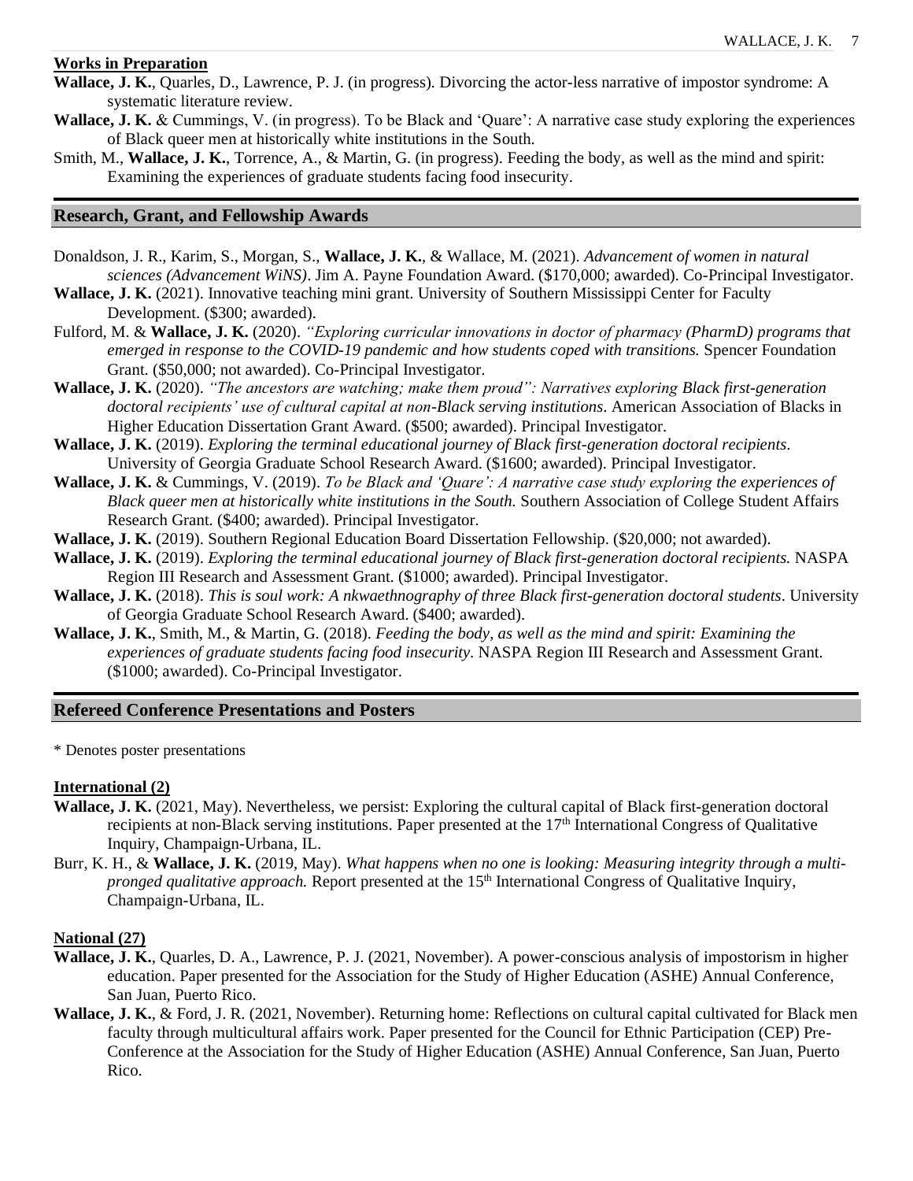**Works in Preparation**

**Wallace, J. K.**, Quarles, D., Lawrence, P. J. (in progress). Divorcing the actor-less narrative of impostor syndrome: A systematic literature review.

**Wallace, J. K.** & Cummings, V. (in progress). To be Black and 'Quare': A narrative case study exploring the experiences of Black queer men at historically white institutions in the South.

Smith, M., **Wallace, J. K.**, Torrence, A., & Martin, G. (in progress). Feeding the body, as well as the mind and spirit: Examining the experiences of graduate students facing food insecurity.

## Research, Grant, and Fellowship Awards

Donaldson, J. R., Karim, S., Morgan, S., **Wallace, J. K.**, & Wallace, M. (2021). *Advancement of women in natural sciences (Advancement WiNS)*. Jim A. Payne Foundation Award. ($170,000; awarded). Co-Principal Investigator.

**Wallace, J. K.** (2021). Innovative teaching mini grant. University of Southern Mississippi Center for Faculty Development. ($300; awarded).

Fulford, M. & **Wallace, J. K.** (2020). *"Exploring curricular innovations in doctor of pharmacy (PharmD) programs that emerged in response to the COVID-19 pandemic and how students coped with transitions.* Spencer Foundation Grant. ($50,000; not awarded). Co-Principal Investigator.

**Wallace, J. K.** (2020). *"The ancestors are watching; make them proud": Narratives exploring Black first-generation doctoral recipients' use of cultural capital at non-Black serving institutions*. American Association of Blacks in Higher Education Dissertation Grant Award. ($500; awarded). Principal Investigator.

**Wallace, J. K.** (2019). *Exploring the terminal educational journey of Black first-generation doctoral recipients*. University of Georgia Graduate School Research Award. ($1600; awarded). Principal Investigator.

**Wallace, J. K.** & Cummings, V. (2019). *To be Black and 'Quare': A narrative case study exploring the experiences of Black queer men at historically white institutions in the South.* Southern Association of College Student Affairs Research Grant. ($400; awarded). Principal Investigator.

**Wallace, J. K.** (2019). Southern Regional Education Board Dissertation Fellowship. ($20,000; not awarded).

**Wallace, J. K.** (2019). *Exploring the terminal educational journey of Black first-generation doctoral recipients.* NASPA Region III Research and Assessment Grant. ($1000; awarded). Principal Investigator.

**Wallace, J. K.** (2018). *This is soul work: A nkwaethnography of three Black first-generation doctoral students*. University of Georgia Graduate School Research Award. ($400; awarded).

**Wallace, J. K.**, Smith, M., & Martin, G. (2018). *Feeding the body, as well as the mind and spirit: Examining the experiences of graduate students facing food insecurity.* NASPA Region III Research and Assessment Grant. ($1000; awarded). Co-Principal Investigator.

## Refereed Conference Presentations and Posters

* Denotes poster presentations

**International (2)**

**Wallace, J. K.** (2021, May). Nevertheless, we persist: Exploring the cultural capital of Black first-generation doctoral recipients at non-Black serving institutions. Paper presented at the 17th International Congress of Qualitative Inquiry, Champaign-Urbana, IL.

Burr, K. H., & **Wallace, J. K.** (2019, May). *What happens when no one is looking: Measuring integrity through a multi-pronged qualitative approach.* Report presented at the 15th International Congress of Qualitative Inquiry, Champaign-Urbana, IL.

**National (27)**

**Wallace, J. K.**, Quarles, D. A., Lawrence, P. J. (2021, November). A power-conscious analysis of impostorism in higher education. Paper presented for the Association for the Study of Higher Education (ASHE) Annual Conference, San Juan, Puerto Rico.

**Wallace, J. K.**, & Ford, J. R. (2021, November). Returning home: Reflections on cultural capital cultivated for Black men faculty through multicultural affairs work. Paper presented for the Council for Ethnic Participation (CEP) Pre-Conference at the Association for the Study of Higher Education (ASHE) Annual Conference, San Juan, Puerto Rico.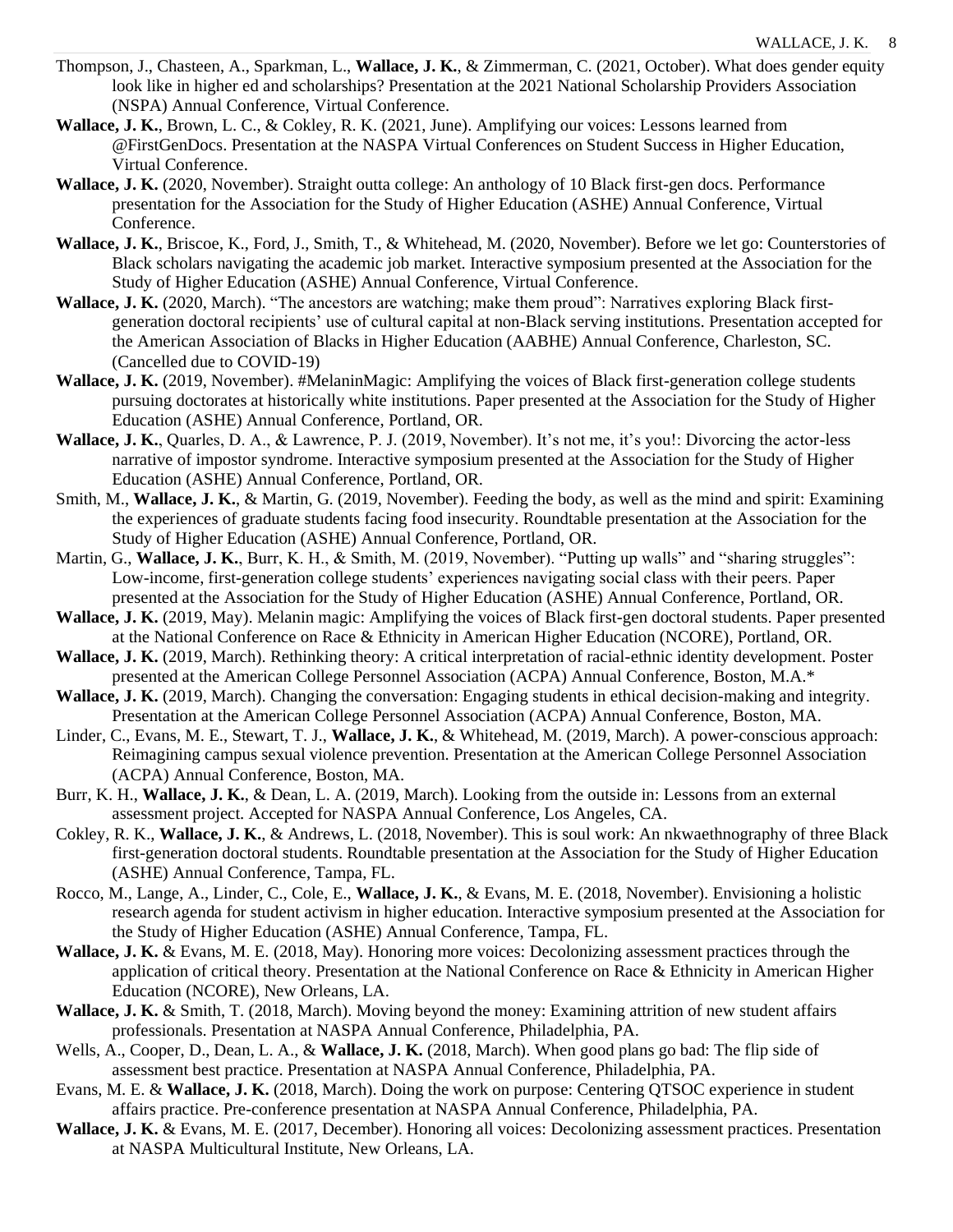Thompson, J., Chasteen, A., Sparkman, L., **Wallace, J. K.**, & Zimmerman, C. (2021, October). What does gender equity look like in higher ed and scholarships? Presentation at the 2021 National Scholarship Providers Association (NSPA) Annual Conference, Virtual Conference.

**Wallace, J. K.**, Brown, L. C., & Cokley, R. K. (2021, June). Amplifying our voices: Lessons learned from @FirstGenDocs. Presentation at the NASPA Virtual Conferences on Student Success in Higher Education, Virtual Conference.

**Wallace, J. K.** (2020, November). Straight outta college: An anthology of 10 Black first-gen docs. Performance presentation for the Association for the Study of Higher Education (ASHE) Annual Conference, Virtual Conference.

**Wallace, J. K.**, Briscoe, K., Ford, J., Smith, T., & Whitehead, M. (2020, November). Before we let go: Counterstories of Black scholars navigating the academic job market. Interactive symposium presented at the Association for the Study of Higher Education (ASHE) Annual Conference, Virtual Conference.

**Wallace, J. K.** (2020, March). "The ancestors are watching; make them proud": Narratives exploring Black first-generation doctoral recipients' use of cultural capital at non-Black serving institutions. Presentation accepted for the American Association of Blacks in Higher Education (AABHE) Annual Conference, Charleston, SC. (Cancelled due to COVID-19)

**Wallace, J. K.** (2019, November). #MelaninMagic: Amplifying the voices of Black first-generation college students pursuing doctorates at historically white institutions. Paper presented at the Association for the Study of Higher Education (ASHE) Annual Conference, Portland, OR.

**Wallace, J. K.**, Quarles, D. A., & Lawrence, P. J. (2019, November). It's not me, it's you!: Divorcing the actor-less narrative of impostor syndrome. Interactive symposium presented at the Association for the Study of Higher Education (ASHE) Annual Conference, Portland, OR.

Smith, M., **Wallace, J. K.**, & Martin, G. (2019, November). Feeding the body, as well as the mind and spirit: Examining the experiences of graduate students facing food insecurity. Roundtable presentation at the Association for the Study of Higher Education (ASHE) Annual Conference, Portland, OR.

Martin, G., **Wallace, J. K.**, Burr, K. H., & Smith, M. (2019, November). "Putting up walls" and "sharing struggles": Low-income, first-generation college students' experiences navigating social class with their peers. Paper presented at the Association for the Study of Higher Education (ASHE) Annual Conference, Portland, OR.

**Wallace, J. K.** (2019, May). Melanin magic: Amplifying the voices of Black first-gen doctoral students. Paper presented at the National Conference on Race & Ethnicity in American Higher Education (NCORE), Portland, OR.

**Wallace, J. K.** (2019, March). Rethinking theory: A critical interpretation of racial-ethnic identity development. Poster presented at the American College Personnel Association (ACPA) Annual Conference, Boston, M.A.*

**Wallace, J. K.** (2019, March). Changing the conversation: Engaging students in ethical decision-making and integrity. Presentation at the American College Personnel Association (ACPA) Annual Conference, Boston, MA.

Linder, C., Evans, M. E., Stewart, T. J., **Wallace, J. K.**, & Whitehead, M. (2019, March). A power-conscious approach: Reimagining campus sexual violence prevention. Presentation at the American College Personnel Association (ACPA) Annual Conference, Boston, MA.

Burr, K. H., **Wallace, J. K.**, & Dean, L. A. (2019, March). Looking from the outside in: Lessons from an external assessment project. Accepted for NASPA Annual Conference, Los Angeles, CA.

Cokley, R. K., **Wallace, J. K.**, & Andrews, L. (2018, November). This is soul work: An nkwaethnography of three Black first-generation doctoral students. Roundtable presentation at the Association for the Study of Higher Education (ASHE) Annual Conference, Tampa, FL.

Rocco, M., Lange, A., Linder, C., Cole, E., **Wallace, J. K.**, & Evans, M. E. (2018, November). Envisioning a holistic research agenda for student activism in higher education. Interactive symposium presented at the Association for the Study of Higher Education (ASHE) Annual Conference, Tampa, FL.

**Wallace, J. K.** & Evans, M. E. (2018, May). Honoring more voices: Decolonizing assessment practices through the application of critical theory. Presentation at the National Conference on Race & Ethnicity in American Higher Education (NCORE), New Orleans, LA.

**Wallace, J. K.** & Smith, T. (2018, March). Moving beyond the money: Examining attrition of new student affairs professionals. Presentation at NASPA Annual Conference, Philadelphia, PA.

Wells, A., Cooper, D., Dean, L. A., & **Wallace, J. K.** (2018, March). When good plans go bad: The flip side of assessment best practice. Presentation at NASPA Annual Conference, Philadelphia, PA.

Evans, M. E. & **Wallace, J. K.** (2018, March). Doing the work on purpose: Centering QTSOC experience in student affairs practice. Pre-conference presentation at NASPA Annual Conference, Philadelphia, PA.

**Wallace, J. K.** & Evans, M. E. (2017, December). Honoring all voices: Decolonizing assessment practices. Presentation at NASPA Multicultural Institute, New Orleans, LA.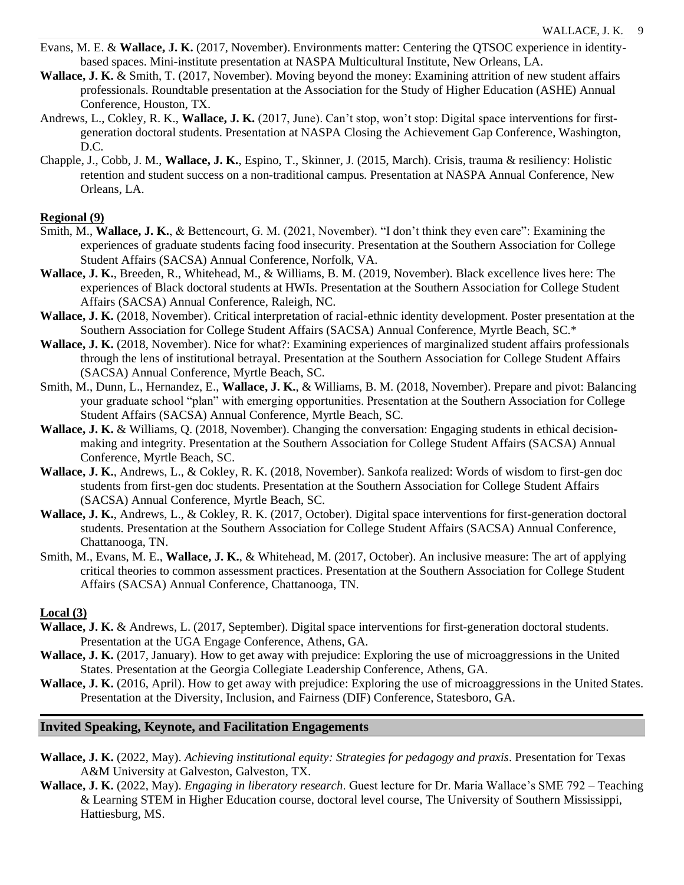Evans, M. E. & **Wallace, J. K.** (2017, November). Environments matter: Centering the QTSOC experience in identity-based spaces. Mini-institute presentation at NASPA Multicultural Institute, New Orleans, LA.

**Wallace, J. K.** & Smith, T. (2017, November). Moving beyond the money: Examining attrition of new student affairs professionals. Roundtable presentation at the Association for the Study of Higher Education (ASHE) Annual Conference, Houston, TX.

Andrews, L., Cokley, R. K., **Wallace, J. K.** (2017, June). Can't stop, won't stop: Digital space interventions for first-generation doctoral students. Presentation at NASPA Closing the Achievement Gap Conference, Washington, D.C.

Chapple, J., Cobb, J. M., **Wallace, J. K.**, Espino, T., Skinner, J. (2015, March). Crisis, trauma & resiliency: Holistic retention and student success on a non-traditional campus. Presentation at NASPA Annual Conference, New Orleans, LA.

**Regional (9)**

Smith, M., **Wallace, J. K.**, & Bettencourt, G. M. (2021, November). "I don't think they even care": Examining the experiences of graduate students facing food insecurity. Presentation at the Southern Association for College Student Affairs (SACSA) Annual Conference, Norfolk, VA.

**Wallace, J. K.**, Breeden, R., Whitehead, M., & Williams, B. M. (2019, November). Black excellence lives here: The experiences of Black doctoral students at HWIs. Presentation at the Southern Association for College Student Affairs (SACSA) Annual Conference, Raleigh, NC.

**Wallace, J. K.** (2018, November). Critical interpretation of racial-ethnic identity development. Poster presentation at the Southern Association for College Student Affairs (SACSA) Annual Conference, Myrtle Beach, SC.*

**Wallace, J. K.** (2018, November). Nice for what?: Examining experiences of marginalized student affairs professionals through the lens of institutional betrayal. Presentation at the Southern Association for College Student Affairs (SACSA) Annual Conference, Myrtle Beach, SC.

Smith, M., Dunn, L., Hernandez, E., **Wallace, J. K.**, & Williams, B. M. (2018, November). Prepare and pivot: Balancing your graduate school "plan" with emerging opportunities. Presentation at the Southern Association for College Student Affairs (SACSA) Annual Conference, Myrtle Beach, SC.

**Wallace, J. K.** & Williams, Q. (2018, November). Changing the conversation: Engaging students in ethical decision-making and integrity. Presentation at the Southern Association for College Student Affairs (SACSA) Annual Conference, Myrtle Beach, SC.

**Wallace, J. K.**, Andrews, L., & Cokley, R. K. (2018, November). Sankofa realized: Words of wisdom to first-gen doc students from first-gen doc students. Presentation at the Southern Association for College Student Affairs (SACSA) Annual Conference, Myrtle Beach, SC.

**Wallace, J. K.**, Andrews, L., & Cokley, R. K. (2017, October). Digital space interventions for first-generation doctoral students. Presentation at the Southern Association for College Student Affairs (SACSA) Annual Conference, Chattanooga, TN.

Smith, M., Evans, M. E., **Wallace, J. K.**, & Whitehead, M. (2017, October). An inclusive measure: The art of applying critical theories to common assessment practices. Presentation at the Southern Association for College Student Affairs (SACSA) Annual Conference, Chattanooga, TN.

**Local (3)**

**Wallace, J. K.** & Andrews, L. (2017, September). Digital space interventions for first-generation doctoral students. Presentation at the UGA Engage Conference, Athens, GA.

**Wallace, J. K.** (2017, January). How to get away with prejudice: Exploring the use of microaggressions in the United States. Presentation at the Georgia Collegiate Leadership Conference, Athens, GA.

**Wallace, J. K.** (2016, April). How to get away with prejudice: Exploring the use of microaggressions in the United States. Presentation at the Diversity, Inclusion, and Fairness (DIF) Conference, Statesboro, GA.

## Invited Speaking, Keynote, and Facilitation Engagements

**Wallace, J. K.** (2022, May). *Achieving institutional equity: Strategies for pedagogy and praxis*. Presentation for Texas A&M University at Galveston, Galveston, TX.

**Wallace, J. K.** (2022, May). *Engaging in liberatory research*. Guest lecture for Dr. Maria Wallace's SME 792 – Teaching & Learning STEM in Higher Education course, doctoral level course, The University of Southern Mississippi, Hattiesburg, MS.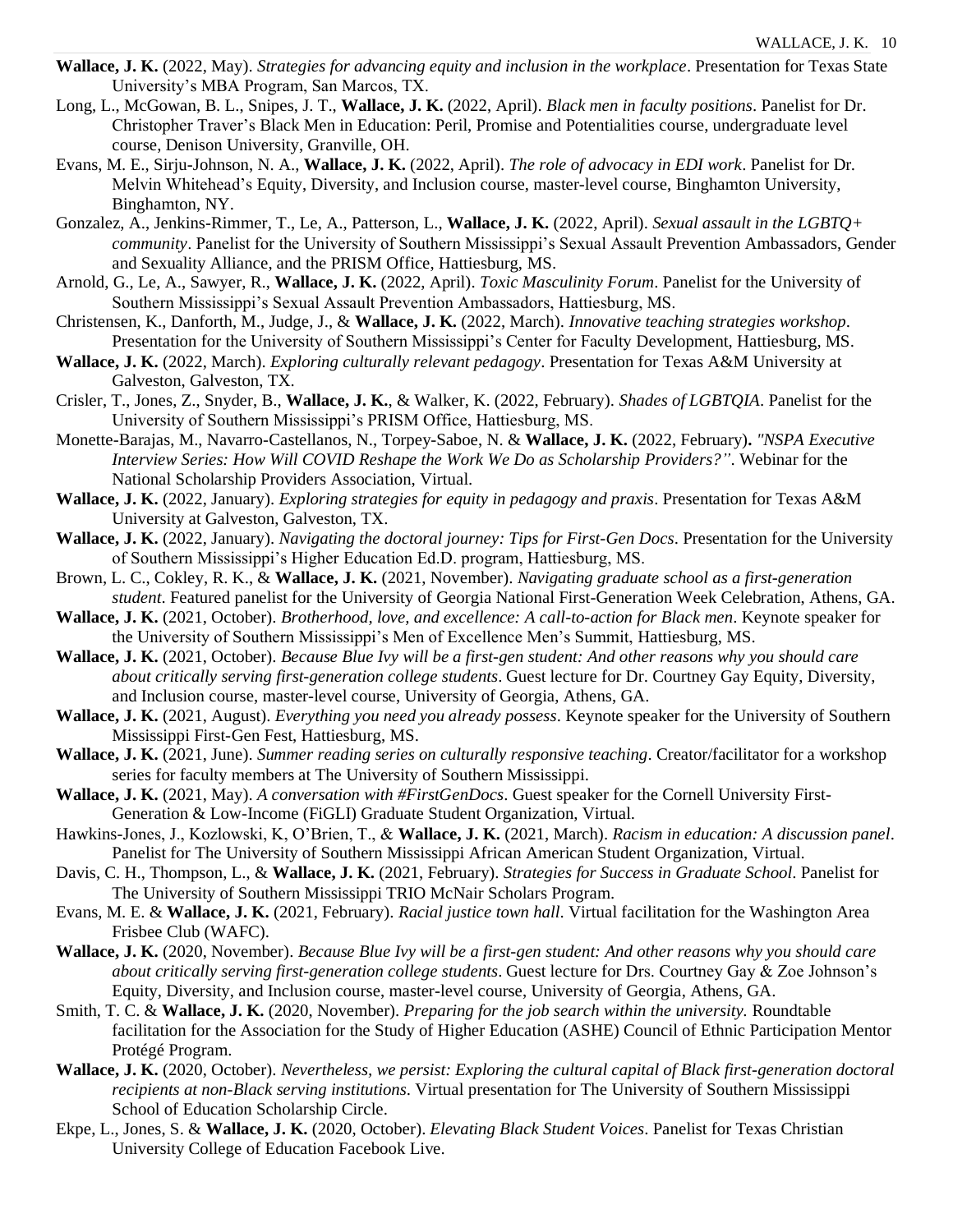**Wallace, J. K.** (2022, May). *Strategies for advancing equity and inclusion in the workplace*. Presentation for Texas State University's MBA Program, San Marcos, TX.

Long, L., McGowan, B. L., Snipes, J. T., **Wallace, J. K.** (2022, April). *Black men in faculty positions*. Panelist for Dr. Christopher Traver's Black Men in Education: Peril, Promise and Potentialities course, undergraduate level course, Denison University, Granville, OH.

Evans, M. E., Sirju-Johnson, N. A., **Wallace, J. K.** (2022, April). *The role of advocacy in EDI work*. Panelist for Dr. Melvin Whitehead's Equity, Diversity, and Inclusion course, master-level course, Binghamton University, Binghamton, NY.

Gonzalez, A., Jenkins-Rimmer, T., Le, A., Patterson, L., **Wallace, J. K.** (2022, April). *Sexual assault in the LGBTQ+ community*. Panelist for the University of Southern Mississippi's Sexual Assault Prevention Ambassadors, Gender and Sexuality Alliance, and the PRISM Office, Hattiesburg, MS.

Arnold, G., Le, A., Sawyer, R., **Wallace, J. K.** (2022, April). *Toxic Masculinity Forum*. Panelist for the University of Southern Mississippi's Sexual Assault Prevention Ambassadors, Hattiesburg, MS.

Christensen, K., Danforth, M., Judge, J., & **Wallace, J. K.** (2022, March). *Innovative teaching strategies workshop*. Presentation for the University of Southern Mississippi's Center for Faculty Development, Hattiesburg, MS.

**Wallace, J. K.** (2022, March). *Exploring culturally relevant pedagogy*. Presentation for Texas A&M University at Galveston, Galveston, TX.

Crisler, T., Jones, Z., Snyder, B., **Wallace, J. K.**, & Walker, K. (2022, February). *Shades of LGBTQIA*. Panelist for the University of Southern Mississippi's PRISM Office, Hattiesburg, MS.

Monette-Barajas, M., Navarro-Castellanos, N., Torpey-Saboe, N. & **Wallace, J. K.** (2022, February)**.** *"NSPA Executive Interview Series: How Will COVID Reshape the Work We Do as Scholarship Providers?"*. Webinar for the National Scholarship Providers Association, Virtual.

**Wallace, J. K.** (2022, January). *Exploring strategies for equity in pedagogy and praxis*. Presentation for Texas A&M University at Galveston, Galveston, TX.

**Wallace, J. K.** (2022, January). *Navigating the doctoral journey: Tips for First-Gen Docs*. Presentation for the University of Southern Mississippi's Higher Education Ed.D. program, Hattiesburg, MS.

Brown, L. C., Cokley, R. K., & **Wallace, J. K.** (2021, November). *Navigating graduate school as a first-generation student*. Featured panelist for the University of Georgia National First-Generation Week Celebration, Athens, GA.

**Wallace, J. K.** (2021, October). *Brotherhood, love, and excellence: A call-to-action for Black men*. Keynote speaker for the University of Southern Mississippi's Men of Excellence Men's Summit, Hattiesburg, MS.

**Wallace, J. K.** (2021, October). *Because Blue Ivy will be a first-gen student: And other reasons why you should care about critically serving first-generation college students*. Guest lecture for Dr. Courtney Gay Equity, Diversity, and Inclusion course, master-level course, University of Georgia, Athens, GA.

**Wallace, J. K.** (2021, August). *Everything you need you already possess*. Keynote speaker for the University of Southern Mississippi First-Gen Fest, Hattiesburg, MS.

**Wallace, J. K.** (2021, June). *Summer reading series on culturally responsive teaching*. Creator/facilitator for a workshop series for faculty members at The University of Southern Mississippi.

**Wallace, J. K.** (2021, May). *A conversation with #FirstGenDocs*. Guest speaker for the Cornell University First-Generation & Low-Income (FiGLI) Graduate Student Organization, Virtual.

Hawkins-Jones, J., Kozlowski, K, O'Brien, T., & **Wallace, J. K.** (2021, March). *Racism in education: A discussion panel*. Panelist for The University of Southern Mississippi African American Student Organization, Virtual.

Davis, C. H., Thompson, L., & **Wallace, J. K.** (2021, February). *Strategies for Success in Graduate School*. Panelist for The University of Southern Mississippi TRIO McNair Scholars Program.

Evans, M. E. & **Wallace, J. K.** (2021, February). *Racial justice town hall*. Virtual facilitation for the Washington Area Frisbee Club (WAFC).

**Wallace, J. K.** (2020, November). *Because Blue Ivy will be a first-gen student: And other reasons why you should care about critically serving first-generation college students*. Guest lecture for Drs. Courtney Gay & Zoe Johnson's Equity, Diversity, and Inclusion course, master-level course, University of Georgia, Athens, GA.

Smith, T. C. & **Wallace, J. K.** (2020, November). *Preparing for the job search within the university.* Roundtable facilitation for the Association for the Study of Higher Education (ASHE) Council of Ethnic Participation Mentor Protégé Program.

**Wallace, J. K.** (2020, October). *Nevertheless, we persist: Exploring the cultural capital of Black first-generation doctoral recipients at non-Black serving institutions*. Virtual presentation for The University of Southern Mississippi School of Education Scholarship Circle.

Ekpe, L., Jones, S. & **Wallace, J. K.** (2020, October). *Elevating Black Student Voices*. Panelist for Texas Christian University College of Education Facebook Live.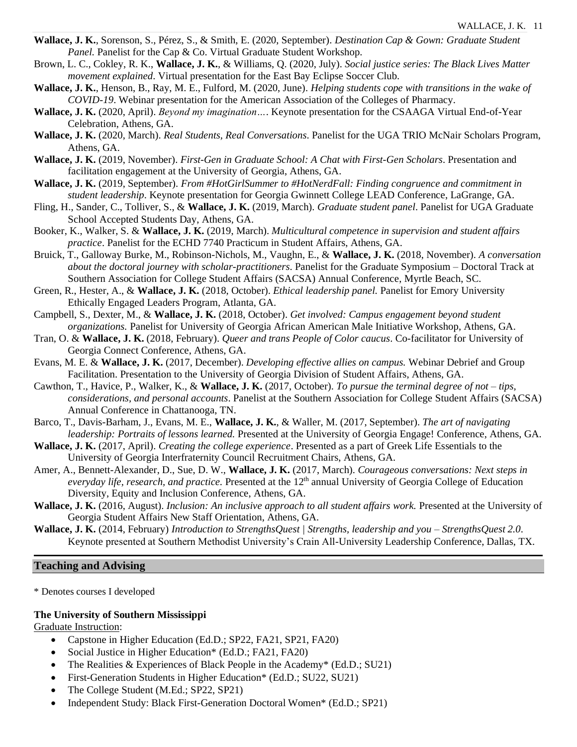**Wallace, J. K.**, Sorenson, S., Pérez, S., & Smith, E. (2020, September). *Destination Cap & Gown: Graduate Student Panel.* Panelist for the Cap & Co. Virtual Graduate Student Workshop.

Brown, L. C., Cokley, R. K., **Wallace, J. K.**, & Williams, Q. (2020, July). *Social justice series: The Black Lives Matter movement explained*. Virtual presentation for the East Bay Eclipse Soccer Club.

**Wallace, J. K.**, Henson, B., Ray, M. E., Fulford, M. (2020, June). *Helping students cope with transitions in the wake of COVID-19*. Webinar presentation for the American Association of the Colleges of Pharmacy.

**Wallace, J. K.** (2020, April). *Beyond my imagination….* Keynote presentation for the CSAAGA Virtual End-of-Year Celebration, Athens, GA.

**Wallace, J. K.** (2020, March). *Real Students, Real Conversations*. Panelist for the UGA TRIO McNair Scholars Program, Athens, GA.

**Wallace, J. K.** (2019, November). *First-Gen in Graduate School: A Chat with First-Gen Scholars*. Presentation and facilitation engagement at the University of Georgia, Athens, GA.

**Wallace, J. K.** (2019, September). *From #HotGirlSummer to #HotNerdFall: Finding congruence and commitment in student leadership*. Keynote presentation for Georgia Gwinnett College LEAD Conference, LaGrange, GA.

Fling, H., Sander, C., Tolliver, S., & **Wallace, J. K.** (2019, March). *Graduate student panel*. Panelist for UGA Graduate School Accepted Students Day, Athens, GA.

Booker, K., Walker, S. & **Wallace, J. K.** (2019, March). *Multicultural competence in supervision and student affairs practice*. Panelist for the ECHD 7740 Practicum in Student Affairs, Athens, GA.

Bruick, T., Galloway Burke, M., Robinson-Nichols, M., Vaughn, E., & **Wallace, J. K.** (2018, November). *A conversation about the doctoral journey with scholar-practitioners*. Panelist for the Graduate Symposium – Doctoral Track at Southern Association for College Student Affairs (SACSA) Annual Conference, Myrtle Beach, SC.

Green, R., Hester, A., & **Wallace, J. K.** (2018, October). *Ethical leadership panel.* Panelist for Emory University Ethically Engaged Leaders Program, Atlanta, GA.

Campbell, S., Dexter, M., & **Wallace, J. K.** (2018, October). *Get involved: Campus engagement beyond student organizations.* Panelist for University of Georgia African American Male Initiative Workshop, Athens, GA.

Tran, O. & **Wallace, J. K.** (2018, February). *Queer and trans People of Color caucus*. Co-facilitator for University of Georgia Connect Conference, Athens, GA.

Evans, M. E. & **Wallace, J. K.** (2017, December). *Developing effective allies on campus.* Webinar Debrief and Group Facilitation. Presentation to the University of Georgia Division of Student Affairs, Athens, GA.

Cawthon, T., Havice, P., Walker, K., & **Wallace, J. K.** (2017, October). *To pursue the terminal degree of not – tips, considerations, and personal accounts*. Panelist at the Southern Association for College Student Affairs (SACSA) Annual Conference in Chattanooga, TN.

Barco, T., Davis-Barham, J., Evans, M. E., **Wallace, J. K.**, & Waller, M. (2017, September). *The art of navigating leadership: Portraits of lessons learned.* Presented at the University of Georgia Engage! Conference, Athens, GA.

**Wallace, J. K.** (2017, April). *Creating the college experience*. Presented as a part of Greek Life Essentials to the University of Georgia Interfraternity Council Recruitment Chairs, Athens, GA.

Amer, A., Bennett-Alexander, D., Sue, D. W., **Wallace, J. K.** (2017, March). *Courageous conversations: Next steps in everyday life, research, and practice.* Presented at the 12th annual University of Georgia College of Education Diversity, Equity and Inclusion Conference, Athens, GA.

**Wallace, J. K.** (2016, August). *Inclusion: An inclusive approach to all student affairs work.* Presented at the University of Georgia Student Affairs New Staff Orientation, Athens, GA.

**Wallace, J. K.** (2014, February) *Introduction to StrengthsQuest | Strengths, leadership and you – StrengthsQuest 2.0*. Keynote presented at Southern Methodist University's Crain All-University Leadership Conference, Dallas, TX.

## Teaching and Advising

* Denotes courses I developed

**The University of Southern Mississippi**

Graduate Instruction:

- Capstone in Higher Education (Ed.D.; SP22, FA21, SP21, FA20)
- Social Justice in Higher Education* (Ed.D.; FA21, FA20)
- The Realities & Experiences of Black People in the Academy* (Ed.D.; SU21)
- First-Generation Students in Higher Education* (Ed.D.; SU22, SU21)
- The College Student (M.Ed.; SP22, SP21)
- Independent Study: Black First-Generation Doctoral Women* (Ed.D.; SP21)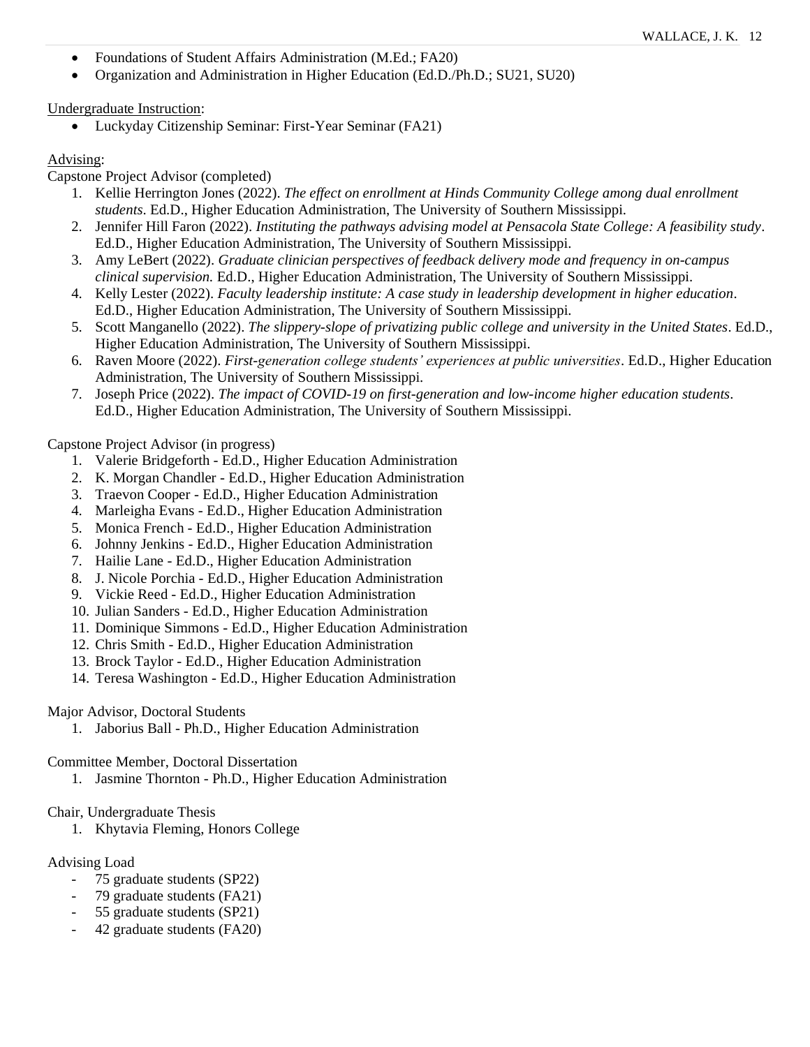- Foundations of Student Affairs Administration (M.Ed.; FA20)
- Organization and Administration in Higher Education (Ed.D./Ph.D.; SU21, SU20)

Undergraduate Instruction:

- Luckyday Citizenship Seminar: First-Year Seminar (FA21)

Advising:

Capstone Project Advisor (completed)

1. Kellie Herrington Jones (2022). *The effect on enrollment at Hinds Community College among dual enrollment students*. Ed.D., Higher Education Administration, The University of Southern Mississippi.
2. Jennifer Hill Faron (2022). *Instituting the pathways advising model at Pensacola State College: A feasibility study*. Ed.D., Higher Education Administration, The University of Southern Mississippi.
3. Amy LeBert (2022). *Graduate clinician perspectives of feedback delivery mode and frequency in on-campus clinical supervision.* Ed.D., Higher Education Administration, The University of Southern Mississippi.
4. Kelly Lester (2022). *Faculty leadership institute: A case study in leadership development in higher education*. Ed.D., Higher Education Administration, The University of Southern Mississippi.
5. Scott Manganello (2022). *The slippery-slope of privatizing public college and university in the United States*. Ed.D., Higher Education Administration, The University of Southern Mississippi.
6. Raven Moore (2022). *First-generation college students' experiences at public universities*. Ed.D., Higher Education Administration, The University of Southern Mississippi.
7. Joseph Price (2022). *The impact of COVID-19 on first-generation and low-income higher education students*. Ed.D., Higher Education Administration, The University of Southern Mississippi.

Capstone Project Advisor (in progress)

1. Valerie Bridgeforth - Ed.D., Higher Education Administration
2. K. Morgan Chandler - Ed.D., Higher Education Administration
3. Traevon Cooper - Ed.D., Higher Education Administration
4. Marleigha Evans - Ed.D., Higher Education Administration
5. Monica French - Ed.D., Higher Education Administration
6. Johnny Jenkins - Ed.D., Higher Education Administration
7. Hailie Lane - Ed.D., Higher Education Administration
8. J. Nicole Porchia - Ed.D., Higher Education Administration
9. Vickie Reed - Ed.D., Higher Education Administration
10. Julian Sanders - Ed.D., Higher Education Administration
11. Dominique Simmons - Ed.D., Higher Education Administration
12. Chris Smith - Ed.D., Higher Education Administration
13. Brock Taylor - Ed.D., Higher Education Administration
14. Teresa Washington - Ed.D., Higher Education Administration

Major Advisor, Doctoral Students

1. Jaborius Ball - Ph.D., Higher Education Administration

Committee Member, Doctoral Dissertation

1. Jasmine Thornton - Ph.D., Higher Education Administration

Chair, Undergraduate Thesis

1. Khytavia Fleming, Honors College

Advising Load

- 75 graduate students (SP22)
- 79 graduate students (FA21)
- 55 graduate students (SP21)
- 42 graduate students (FA20)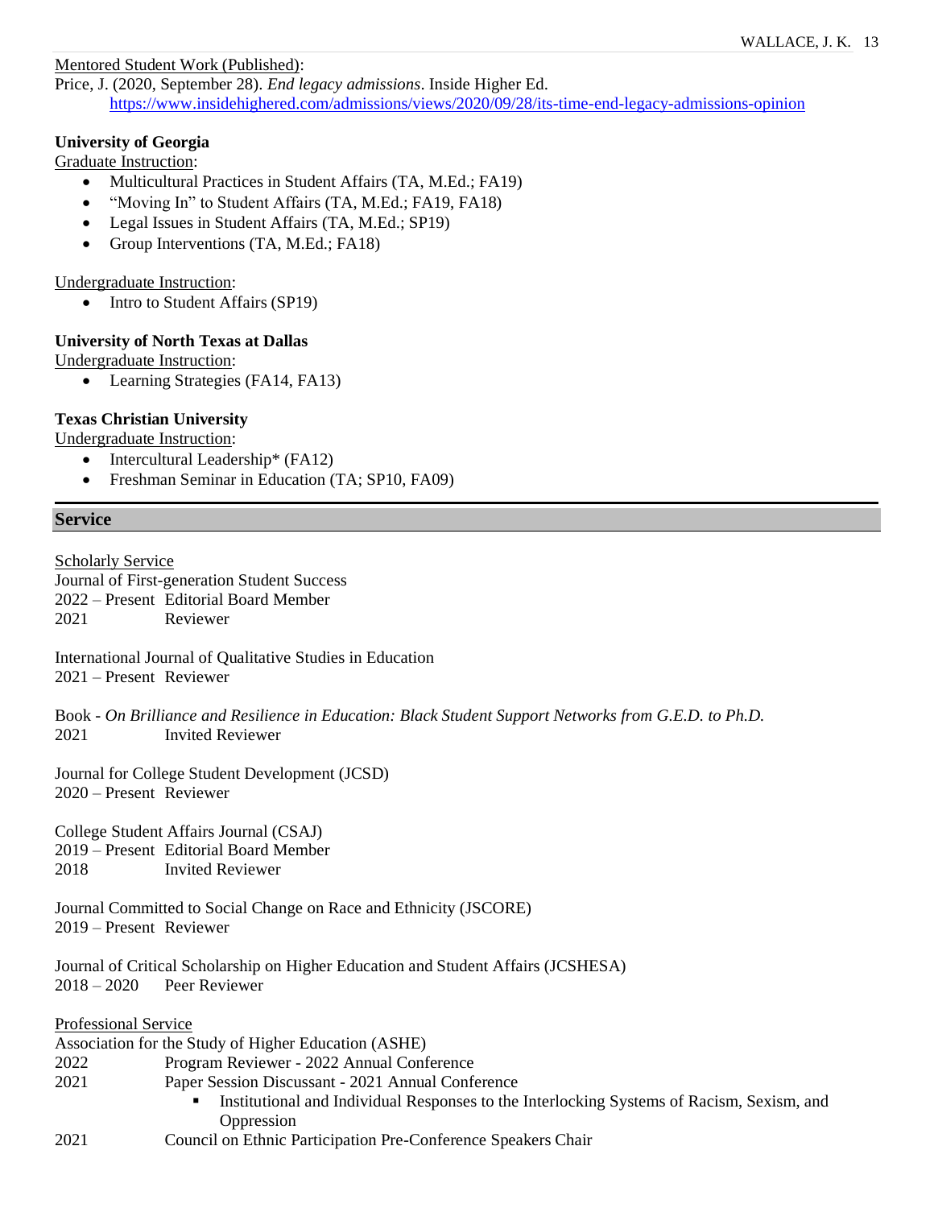Mentored Student Work (Published):

Price, J. (2020, September 28). *End legacy admissions*. Inside Higher Ed. https://www.insidehighered.com/admissions/views/2020/09/28/its-time-end-legacy-admissions-opinion

**University of Georgia**

Graduate Instruction:

- Multicultural Practices in Student Affairs (TA, M.Ed.; FA19)
- "Moving In" to Student Affairs (TA, M.Ed.; FA19, FA18)
- Legal Issues in Student Affairs (TA, M.Ed.; SP19)
- Group Interventions (TA, M.Ed.; FA18)

Undergraduate Instruction:

- Intro to Student Affairs (SP19)

**University of North Texas at Dallas**

Undergraduate Instruction:

- Learning Strategies (FA14, FA13)

**Texas Christian University**

Undergraduate Instruction:

- Intercultural Leadership* (FA12)
- Freshman Seminar in Education (TA; SP10, FA09)

## Service

Scholarly Service

Journal of First-generation Student Success

2022 – Present Editorial Board Member

2021 Reviewer

International Journal of Qualitative Studies in Education

2021 – Present Reviewer

Book - *On Brilliance and Resilience in Education: Black Student Support Networks from G.E.D. to Ph.D.*

2021 Invited Reviewer

Journal for College Student Development (JCSD)

2020 – Present Reviewer

College Student Affairs Journal (CSAJ)

2019 – Present Editorial Board Member

2018 Invited Reviewer

Journal Committed to Social Change on Race and Ethnicity (JSCORE)

2019 – Present Reviewer

Journal of Critical Scholarship on Higher Education and Student Affairs (JCSHESA)

2018 – 2020 Peer Reviewer

Professional Service

Association for the Study of Higher Education (ASHE)

2022 Program Reviewer - 2022 Annual Conference

2021 Paper Session Discussant - 2021 Annual Conference

- Institutional and Individual Responses to the Interlocking Systems of Racism, Sexism, and Oppression

2021 Council on Ethnic Participation Pre-Conference Speakers Chair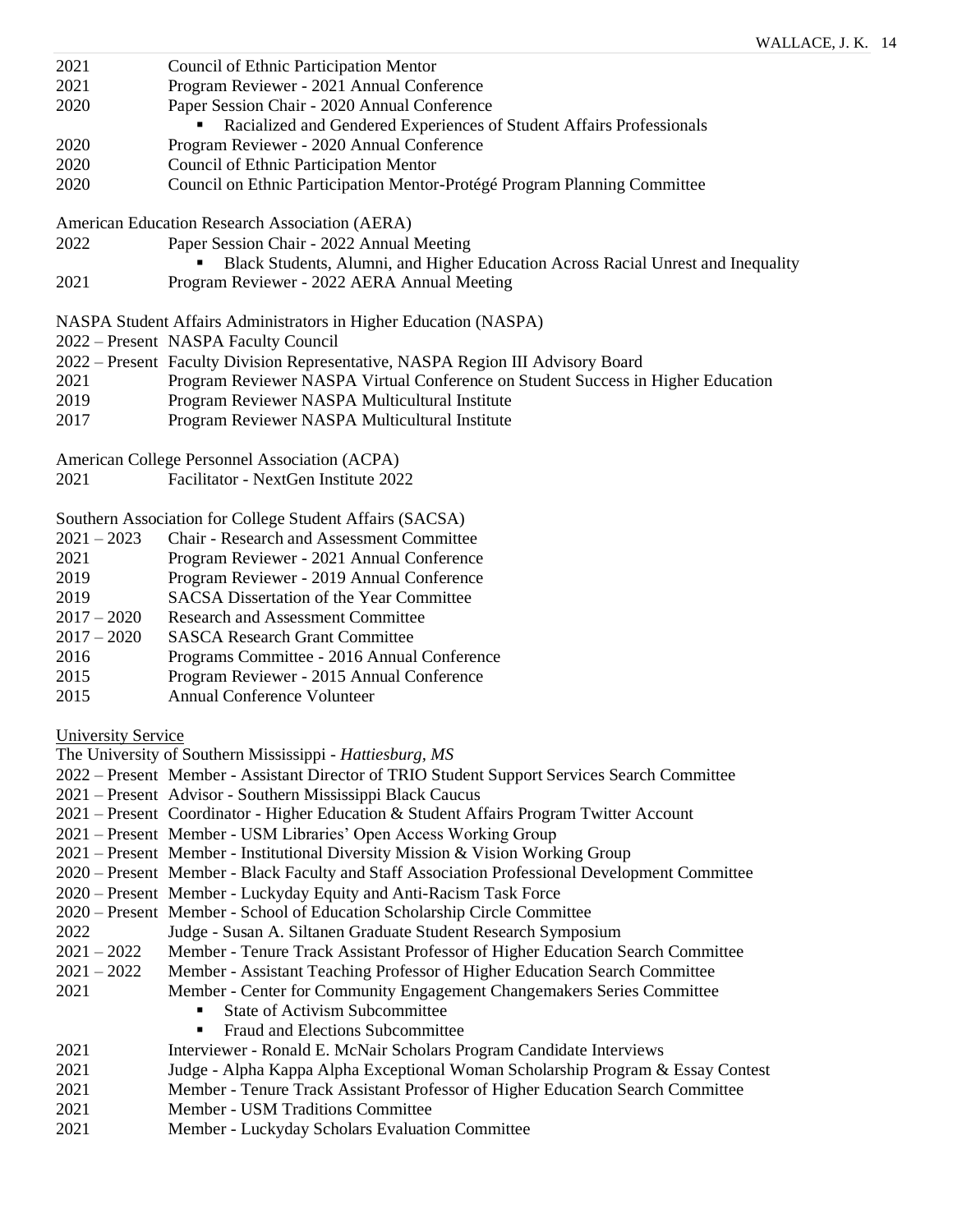2021 Council of Ethnic Participation Mentor
2021 Program Reviewer - 2021 Annual Conference
2020 Paper Session Chair - 2020 Annual Conference
- Racialized and Gendered Experiences of Student Affairs Professionals

2020 Program Reviewer - 2020 Annual Conference
2020 Council of Ethnic Participation Mentor
2020 Council on Ethnic Participation Mentor-Protégé Program Planning Committee

American Education Research Association (AERA)
2022 Paper Session Chair - 2022 Annual Meeting
- Black Students, Alumni, and Higher Education Across Racial Unrest and Inequality

2021 Program Reviewer - 2022 AERA Annual Meeting

NASPA Student Affairs Administrators in Higher Education (NASPA)
2022 – Present NASPA Faculty Council
2022 – Present Faculty Division Representative, NASPA Region III Advisory Board
2021 Program Reviewer NASPA Virtual Conference on Student Success in Higher Education
2019 Program Reviewer NASPA Multicultural Institute
2017 Program Reviewer NASPA Multicultural Institute

American College Personnel Association (ACPA)
2021 Facilitator - NextGen Institute 2022

Southern Association for College Student Affairs (SACSA)
2021 – 2023 Chair - Research and Assessment Committee
2021 Program Reviewer - 2021 Annual Conference
2019 Program Reviewer - 2019 Annual Conference
2019 SACSA Dissertation of the Year Committee
2017 – 2020 Research and Assessment Committee
2017 – 2020 SASCA Research Grant Committee
2016 Programs Committee - 2016 Annual Conference
2015 Program Reviewer - 2015 Annual Conference
2015 Annual Conference Volunteer

University Service

The University of Southern Mississippi - *Hattiesburg, MS*
2022 – Present Member - Assistant Director of TRIO Student Support Services Search Committee
2021 – Present Advisor - Southern Mississippi Black Caucus
2021 – Present Coordinator - Higher Education & Student Affairs Program Twitter Account
2021 – Present Member - USM Libraries' Open Access Working Group
2021 – Present Member - Institutional Diversity Mission & Vision Working Group
2020 – Present Member - Black Faculty and Staff Association Professional Development Committee
2020 – Present Member - Luckyday Equity and Anti-Racism Task Force
2020 – Present Member - School of Education Scholarship Circle Committee
2022 Judge - Susan A. Siltanen Graduate Student Research Symposium
2021 – 2022 Member - Tenure Track Assistant Professor of Higher Education Search Committee
2021 – 2022 Member - Assistant Teaching Professor of Higher Education Search Committee
2021 Member - Center for Community Engagement Changemakers Series Committee
- State of Activism Subcommittee
- Fraud and Elections Subcommittee

2021 Interviewer - Ronald E. McNair Scholars Program Candidate Interviews
2021 Judge - Alpha Kappa Alpha Exceptional Woman Scholarship Program & Essay Contest
2021 Member - Tenure Track Assistant Professor of Higher Education Search Committee
2021 Member - USM Traditions Committee
2021 Member - Luckyday Scholars Evaluation Committee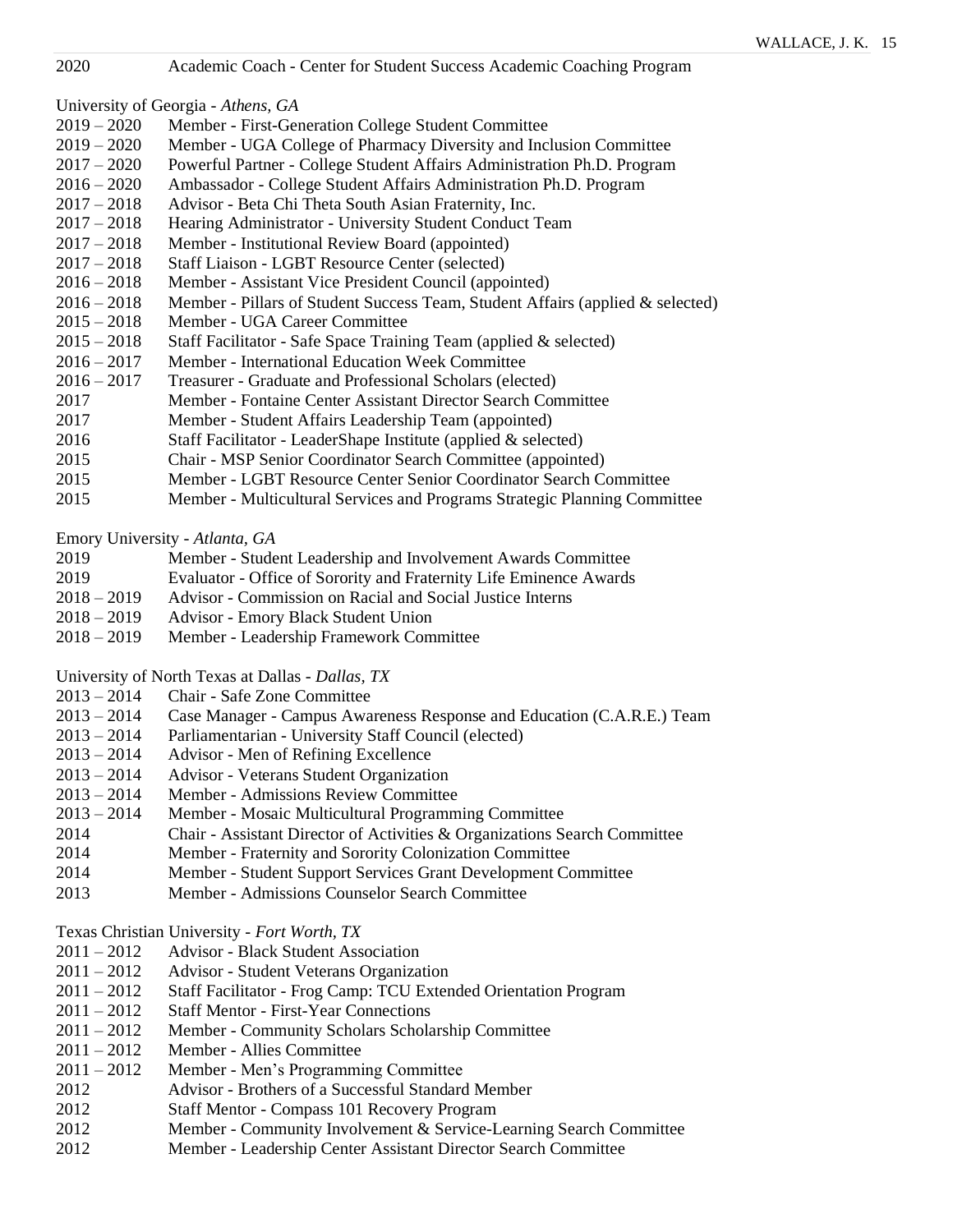2020 Academic Coach - Center for Student Success Academic Coaching Program

University of Georgia - *Athens, GA*

2019 – 2020 Member - First-Generation College Student Committee
2019 – 2020 Member - UGA College of Pharmacy Diversity and Inclusion Committee
2017 – 2020 Powerful Partner - College Student Affairs Administration Ph.D. Program
2016 – 2020 Ambassador - College Student Affairs Administration Ph.D. Program
2017 – 2018 Advisor - Beta Chi Theta South Asian Fraternity, Inc.
2017 – 2018 Hearing Administrator - University Student Conduct Team
2017 – 2018 Member - Institutional Review Board (appointed)
2017 – 2018 Staff Liaison - LGBT Resource Center (selected)
2016 – 2018 Member - Assistant Vice President Council (appointed)
2016 – 2018 Member - Pillars of Student Success Team, Student Affairs (applied & selected)
2015 – 2018 Member - UGA Career Committee
2015 – 2018 Staff Facilitator - Safe Space Training Team (applied & selected)
2016 – 2017 Member - International Education Week Committee
2016 – 2017 Treasurer - Graduate and Professional Scholars (elected)
2017 Member - Fontaine Center Assistant Director Search Committee
2017 Member - Student Affairs Leadership Team (appointed)
2016 Staff Facilitator - LeaderShape Institute (applied & selected)
2015 Chair - MSP Senior Coordinator Search Committee (appointed)
2015 Member - LGBT Resource Center Senior Coordinator Search Committee
2015 Member - Multicultural Services and Programs Strategic Planning Committee

Emory University - *Atlanta, GA*

2019 Member - Student Leadership and Involvement Awards Committee
2019 Evaluator - Office of Sorority and Fraternity Life Eminence Awards
2018 – 2019 Advisor - Commission on Racial and Social Justice Interns
2018 – 2019 Advisor - Emory Black Student Union
2018 – 2019 Member - Leadership Framework Committee

University of North Texas at Dallas - *Dallas, TX*

2013 – 2014 Chair - Safe Zone Committee
2013 – 2014 Case Manager - Campus Awareness Response and Education (C.A.R.E.) Team
2013 – 2014 Parliamentarian - University Staff Council (elected)
2013 – 2014 Advisor - Men of Refining Excellence
2013 – 2014 Advisor - Veterans Student Organization
2013 – 2014 Member - Admissions Review Committee
2013 – 2014 Member - Mosaic Multicultural Programming Committee
2014 Chair - Assistant Director of Activities & Organizations Search Committee
2014 Member - Fraternity and Sorority Colonization Committee
2014 Member - Student Support Services Grant Development Committee
2013 Member - Admissions Counselor Search Committee

Texas Christian University - *Fort Worth, TX*

2011 – 2012 Advisor - Black Student Association
2011 – 2012 Advisor - Student Veterans Organization
2011 – 2012 Staff Facilitator - Frog Camp: TCU Extended Orientation Program
2011 – 2012 Staff Mentor - First-Year Connections
2011 – 2012 Member - Community Scholars Scholarship Committee
2011 – 2012 Member - Allies Committee
2011 – 2012 Member - Men's Programming Committee
2012 Advisor - Brothers of a Successful Standard Member
2012 Staff Mentor - Compass 101 Recovery Program
2012 Member - Community Involvement & Service-Learning Search Committee
2012 Member - Leadership Center Assistant Director Search Committee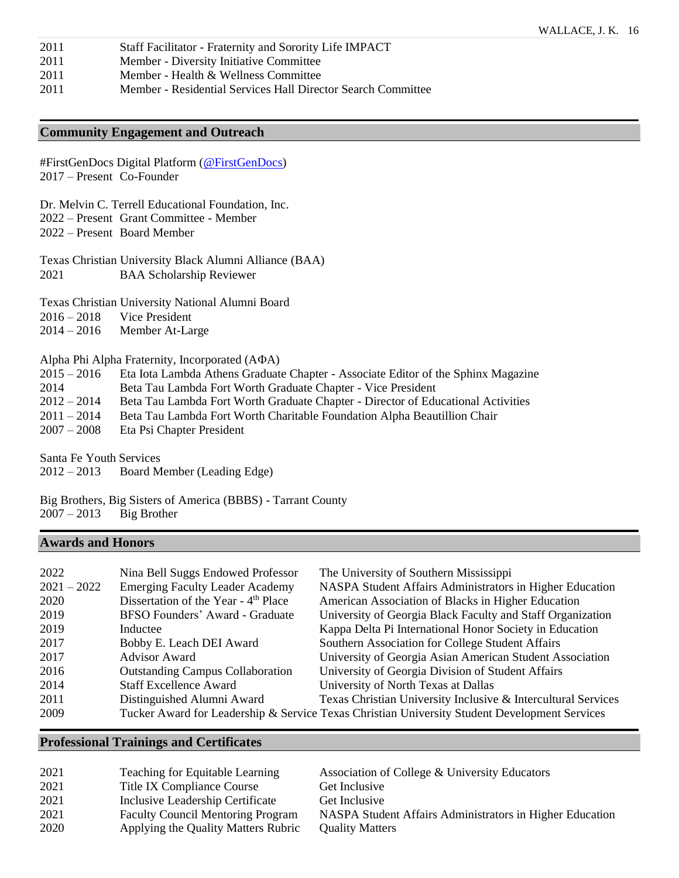2011 Staff Facilitator - Fraternity and Sorority Life IMPACT
2011 Member - Diversity Initiative Committee
2011 Member - Health & Wellness Committee
2011 Member - Residential Services Hall Director Search Committee

## Community Engagement and Outreach

#FirstGenDocs Digital Platform (@FirstGenDocs)
2017 – Present Co-Founder

Dr. Melvin C. Terrell Educational Foundation, Inc.
2022 – Present Grant Committee - Member
2022 – Present Board Member

Texas Christian University Black Alumni Alliance (BAA)
2021 BAA Scholarship Reviewer

Texas Christian University National Alumni Board
2016 – 2018 Vice President
2014 – 2016 Member At-Large

Alpha Phi Alpha Fraternity, Incorporated (ΑΦΑ)
2015 – 2016 Eta Iota Lambda Athens Graduate Chapter - Associate Editor of the Sphinx Magazine
2014 Beta Tau Lambda Fort Worth Graduate Chapter - Vice President
2012 – 2014 Beta Tau Lambda Fort Worth Graduate Chapter - Director of Educational Activities
2011 – 2014 Beta Tau Lambda Fort Worth Charitable Foundation Alpha Beautillion Chair
2007 – 2008 Eta Psi Chapter President

Santa Fe Youth Services
2012 – 2013 Board Member (Leading Edge)

Big Brothers, Big Sisters of America (BBBS) - Tarrant County
2007 – 2013 Big Brother

## Awards and Honors

| | | |
|---|---|---|
| 2022 | Nina Bell Suggs Endowed Professor | The University of Southern Mississippi |
| 2021 – 2022 | Emerging Faculty Leader Academy | NASPA Student Affairs Administrators in Higher Education |
| 2020 | Dissertation of the Year - 4th Place | American Association of Blacks in Higher Education |
| 2019 | BFSO Founders' Award - Graduate | University of Georgia Black Faculty and Staff Organization |
| 2019 | Inductee | Kappa Delta Pi International Honor Society in Education |
| 2017 | Bobby E. Leach DEI Award | Southern Association for College Student Affairs |
| 2017 | Advisor Award | University of Georgia Asian American Student Association |
| 2016 | Outstanding Campus Collaboration | University of Georgia Division of Student Affairs |
| 2014 | Staff Excellence Award | University of North Texas at Dallas |
| 2011 | Distinguished Alumni Award | Texas Christian University Inclusive & Intercultural Services |
| 2009 | Tucker Award for Leadership & Service | Texas Christian University Student Development Services |

## Professional Trainings and Certificates

| | | |
|---|---|---|
| 2021 | Teaching for Equitable Learning | Association of College & University Educators |
| 2021 | Title IX Compliance Course | Get Inclusive |
| 2021 | Inclusive Leadership Certificate | Get Inclusive |
| 2021 | Faculty Council Mentoring Program | NASPA Student Affairs Administrators in Higher Education |
| 2020 | Applying the Quality Matters Rubric | Quality Matters |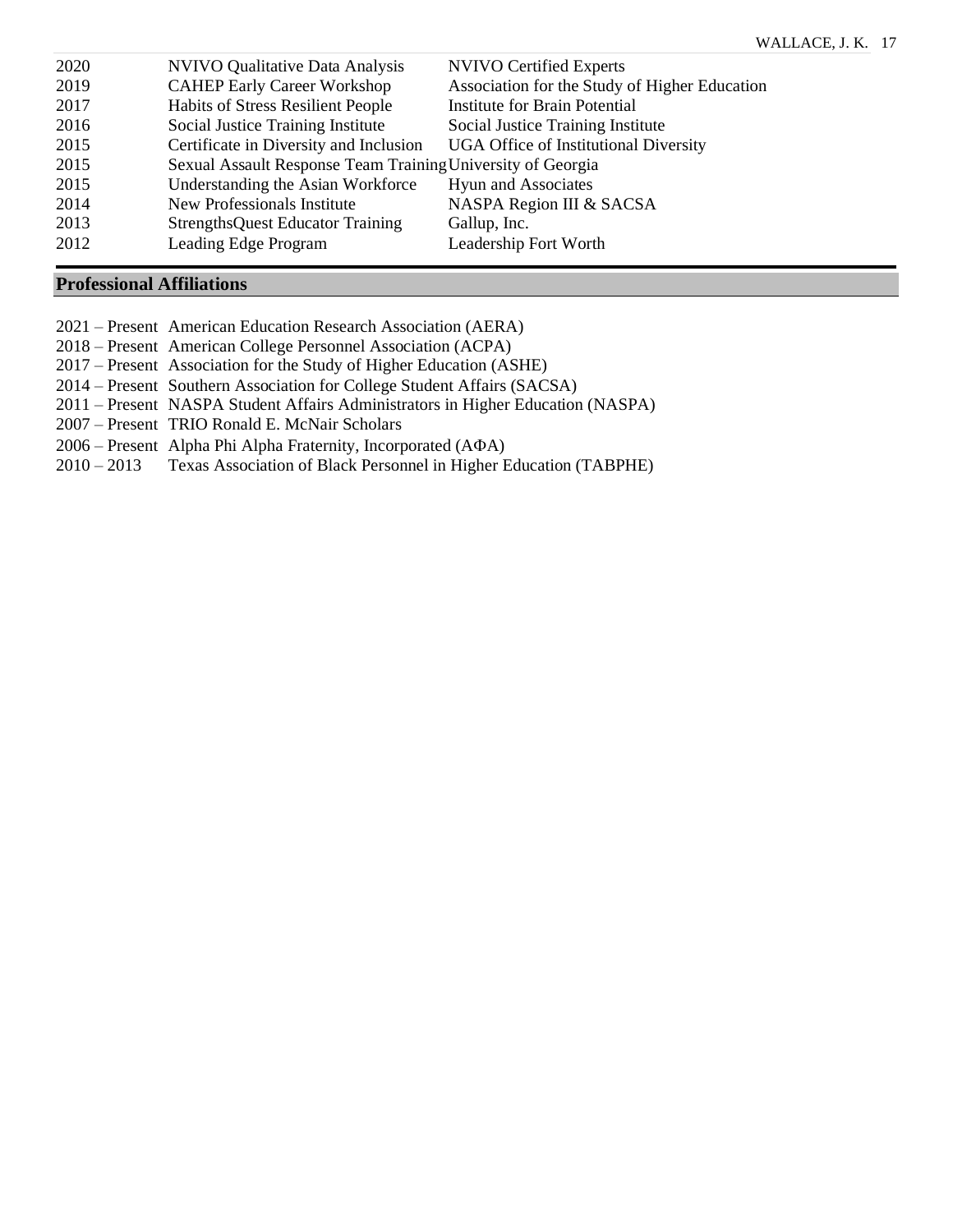| | | |
|---|---|---|
| 2020 | NVIVO Qualitative Data Analysis | NVIVO Certified Experts |
| 2019 | CAHEP Early Career Workshop | Association for the Study of Higher Education |
| 2017 | Habits of Stress Resilient People | Institute for Brain Potential |
| 2016 | Social Justice Training Institute | Social Justice Training Institute |
| 2015 | Certificate in Diversity and Inclusion | UGA Office of Institutional Diversity |
| 2015 | Sexual Assault Response Team Training | University of Georgia |
| 2015 | Understanding the Asian Workforce | Hyun and Associates |
| 2014 | New Professionals Institute | NASPA Region III & SACSA |
| 2013 | StrengthsQuest Educator Training | Gallup, Inc. |
| 2012 | Leading Edge Program | Leadership Fort Worth |

## Professional Affiliations

2021 – Present American Education Research Association (AERA)
2018 – Present American College Personnel Association (ACPA)
2017 – Present Association for the Study of Higher Education (ASHE)
2014 – Present Southern Association for College Student Affairs (SACSA)
2011 – Present NASPA Student Affairs Administrators in Higher Education (NASPA)
2007 – Present TRIO Ronald E. McNair Scholars
2006 – Present Alpha Phi Alpha Fraternity, Incorporated (AΦA)
2010 – 2013 Texas Association of Black Personnel in Higher Education (TABPHE)